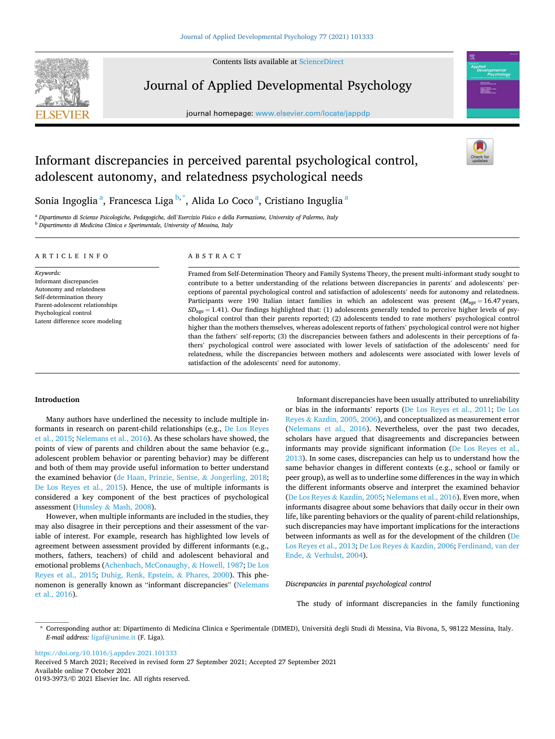# Informant discrepancies in perceived parental psychological control, adolescent autonomy, and relatedness psychological needs

Sonia Ingoglia [a], Francesca Liga [b,*], Alida Lo Coco [a], Cristiano Inguglia [a]

[a] Dipartimento di Scienze Psicologiche, Pedagogiche, dell'Esercizio Fisico e della Formazione, University of Palermo, Italy
[b] Dipartimento di Medicina Clinica e Sperimentale, University of Messina, Italy

## ARTICLE INFO

*Keywords:*
Informant discrepancies
Autonomy and relatedness
Self-determination theory
Parent-adolescent relationships
Psychological control
Latent difference score modeling

## ABSTRACT

Framed from Self-Determination Theory and Family Systems Theory, the present multi-informant study sought to contribute to a better understanding of the relations between discrepancies in parents' and adolescents' perceptions of parental psychological control and satisfaction of adolescents' needs for autonomy and relatedness. Participants were 190 Italian intact families in which an adolescent was present ($M_{age} = 16.47$ years, $SD_{age} = 1.41$). Our findings highlighted that: (1) adolescents generally tended to perceive higher levels of psychological control than their parents reported; (2) adolescents tended to rate mothers' psychological control higher than the mothers themselves, whereas adolescent reports of fathers' psychological control were not higher than the fathers' self-reports; (3) the discrepancies between fathers and adolescents in their perceptions of fathers' psychological control were associated with lower levels of satisfaction of the adolescents' need for relatedness, while the discrepancies between mothers and adolescents were associated with lower levels of satisfaction of the adolescents' need for autonomy.

## Introduction

Many authors have underlined the necessity to include multiple informants in research on parent-child relationships (e.g., De Los Reyes et al., 2015; Nelemans et al., 2016). As these scholars have showed, the points of view of parents and children about the same behavior (e.g., adolescent problem behavior or parenting behavior) may be different and both of them may provide useful information to better understand the examined behavior (de Haan, Prinzie, Sentse, & Jongerling, 2018; De Los Reyes et al., 2015). Hence, the use of multiple informants is considered a key component of the best practices of psychological assessment (Hunsley & Mash, 2008).

However, when multiple informants are included in the studies, they may also disagree in their perceptions and their assessment of the variable of interest. For example, research has highlighted low levels of agreement between assessment provided by different informants (e.g., mothers, fathers, teachers) of child and adolescent behavioral and emotional problems (Achenbach, McConaughy, & Howell, 1987; De Los Reyes et al., 2015; Duhig, Renk, Epstein, & Phares, 2000). This phenomenon is generally known as "informant discrepancies" (Nelemans et al., 2016).

Informant discrepancies have been usually attributed to unreliability or bias in the informants' reports (De Los Reyes et al., 2011; De Los Reyes & Kazdin, 2005, 2006), and conceptualized as measurement error (Nelemans et al., 2016). Nevertheless, over the past two decades, scholars have argued that disagreements and discrepancies between informants may provide significant information (De Los Reyes et al., 2013). In some cases, discrepancies can help us to understand how the same behavior changes in different contexts (e.g., school or family or peer group), as well as to underline some differences in the way in which the different informants observe and interpret the examined behavior (De Los Reyes & Kazdin, 2005; Nelemans et al., 2016). Even more, when informants disagree about some behaviors that daily occur in their own life, like parenting behaviors or the quality of parent-child relationships, such discrepancies may have important implications for the interactions between informants as well as for the development of the children (De Los Reyes et al., 2013; De Los Reyes & Kazdin, 2006; Ferdinand, van der Ende, & Verhulst, 2004).

### Discrepancies in parental psychological control

The study of informant discrepancies in the family functioning

* Corresponding author at: Dipartimento di Medicina Clinica e Sperimentale (DIMED), Università degli Studi di Messina, Via Bivona, 5, 98122 Messina, Italy.
*E-mail address:* ligaf@unime.it (F. Liga).

https://doi.org/10.1016/j.appdev.2021.101333
Received 5 March 2021; Received in revised form 27 September 2021; Accepted 27 September 2021
Available online 7 October 2021
0193-3973/© 2021 Elsevier Inc. All rights reserved.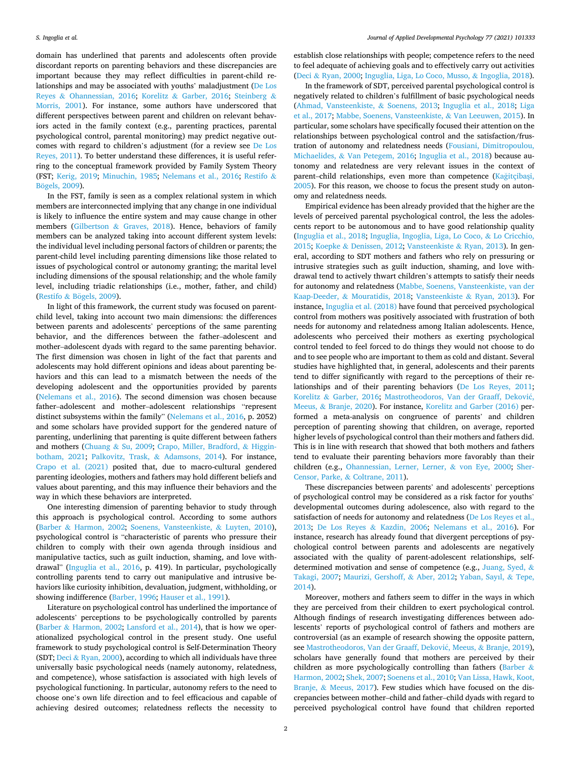domain has underlined that parents and adolescents often provide discordant reports on parenting behaviors and these discrepancies are important because they may reflect difficulties in parent-child relationships and may be associated with youths' maladjustment (De Los Reyes & Ohannessian, 2016; Korelitz & Garber, 2016; Steinberg & Morris, 2001). For instance, some authors have underscored that different perspectives between parent and children on relevant behaviors acted in the family context (e.g., parenting practices, parental psychological control, parental monitoring) may predict negative outcomes with regard to children's adjustment (for a review see De Los Reyes, 2011). To better understand these differences, it is useful referring to the conceptual framework provided by Family System Theory (FST; Kerig, 2019; Minuchin, 1985; Nelemans et al., 2016; Restifo & Bögels, 2009).

In the FST, family is seen as a complex relational system in which members are interconnected implying that any change in one individual is likely to influence the entire system and may cause change in other members (Gilbertson & Graves, 2018). Hence, behaviors of family members can be analyzed taking into account different system levels: the individual level including personal factors of children or parents; the parent-child level including parenting dimensions like those related to issues of psychological control or autonomy granting; the marital level including dimensions of the spousal relationship; and the whole family level, including triadic relationships (i.e., mother, father, and child) (Restifo & Bögels, 2009).

In light of this framework, the current study was focused on parent-child level, taking into account two main dimensions: the differences between parents and adolescents' perceptions of the same parenting behavior, and the differences between the father–adolescent and mother–adolescent dyads with regard to the same parenting behavior. The first dimension was chosen in light of the fact that parents and adolescents may hold different opinions and ideas about parenting behaviors and this can lead to a mismatch between the needs of the developing adolescent and the opportunities provided by parents (Nelemans et al., 2016). The second dimension was chosen because father–adolescent and mother–adolescent relationships "represent distinct subsystems within the family" (Nelemans et al., 2016, p. 2052) and some scholars have provided support for the gendered nature of parenting, underlining that parenting is quite different between fathers and mothers (Chuang & Su, 2009; Crapo, Miller, Bradford, & Higginbotham, 2021; Palkovitz, Trask, & Adamsons, 2014). For instance, Crapo et al. (2021) posited that, due to macro-cultural gendered parenting ideologies, mothers and fathers may hold different beliefs and values about parenting, and this may influence their behaviors and the way in which these behaviors are interpreted.

One interesting dimension of parenting behavior to study through this approach is psychological control. According to some authors (Barber & Harmon, 2002; Soenens, Vansteenkiste, & Luyten, 2010), psychological control is "characteristic of parents who pressure their children to comply with their own agenda through insidious and manipulative tactics, such as guilt induction, shaming, and love withdrawal" (Inguglia et al., 2016, p. 419). In particular, psychologically controlling parents tend to carry out manipulative and intrusive behaviors like curiosity inhibition, devaluation, judgment, withholding, or showing indifference (Barber, 1996; Hauser et al., 1991).

Literature on psychological control has underlined the importance of adolescents' perceptions to be psychologically controlled by parents (Barber & Harmon, 2002; Lansford et al., 2014), that is how we operationalized psychological control in the present study. One useful framework to study psychological control is Self-Determination Theory (SDT; Deci & Ryan, 2000), according to which all individuals have three universally basic psychological needs (namely autonomy, relatedness, and competence), whose satisfaction is associated with high levels of psychological functioning. In particular, autonomy refers to the need to choose one's own life direction and to feel efficacious and capable of achieving desired outcomes; relatedness reflects the necessity to establish close relationships with people; competence refers to the need to feel adequate of achieving goals and to effectively carry out activities (Deci & Ryan, 2000; Inguglia, Liga, Lo Coco, Musso, & Ingoglia, 2018).

In the framework of SDT, perceived parental psychological control is negatively related to children's fulfillment of basic psychological needs (Ahmad, Vansteenkiste, & Soenens, 2013; Inguglia et al., 2018; Liga et al., 2017; Mabbe, Soenens, Vansteenkiste, & Van Leeuwen, 2015). In particular, some scholars have specifically focused their attention on the relationships between psychological control and the satisfaction/frustration of autonomy and relatedness needs (Fousiani, Dimitropoulou, Michaelides, & Van Petegem, 2016; Inguglia et al., 2018) because autonomy and relatedness are very relevant issues in the context of parent–child relationships, even more than competence (Kağitçibaşi, 2005). For this reason, we choose to focus the present study on autonomy and relatedness needs.

Empirical evidence has been already provided that the higher are the levels of perceived parental psychological control, the less the adolescents report to be autonomous and to have good relationship quality (Inguglia et al., 2018; Inguglia, Ingoglia, Liga, Lo Coco, & Lo Cricchio, 2015; Koepke & Denissen, 2012; Vansteenkiste & Ryan, 2013). In general, according to SDT mothers and fathers who rely on pressuring or intrusive strategies such as guilt induction, shaming, and love withdrawal tend to actively thwart children's attempts to satisfy their needs for autonomy and relatedness (Mabbe, Soenens, Vansteenkiste, van der Kaap-Deeder, & Mouratidis, 2018; Vansteenkiste & Ryan, 2013). For instance, Inguglia et al. (2018) have found that perceived psychological control from mothers was positively associated with frustration of both needs for autonomy and relatedness among Italian adolescents. Hence, adolescents who perceived their mothers as exerting psychological control tended to feel forced to do things they would not choose to do and to see people who are important to them as cold and distant. Several studies have highlighted that, in general, adolescents and their parents tend to differ significantly with regard to the perceptions of their relationships and of their parenting behaviors (De Los Reyes, 2011; Korelitz & Garber, 2016; Mastrotheodoros, Van der Graaff, Deković, Meeus, & Branje, 2020). For instance, Korelitz and Garber (2016) performed a meta-analysis on congruence of parents' and children perception of parenting showing that children, on average, reported higher levels of psychological control than their mothers and fathers did. This is in line with research that showed that both mothers and fathers tend to evaluate their parenting behaviors more favorably than their children (e.g., Ohannessian, Lerner, Lerner, & von Eye, 2000; Sher-Censor, Parke, & Coltrane, 2011).

These discrepancies between parents' and adolescents' perceptions of psychological control may be considered as a risk factor for youths' developmental outcomes during adolescence, also with regard to the satisfaction of needs for autonomy and relatedness (De Los Reyes et al., 2013; De Los Reyes & Kazdin, 2006; Nelemans et al., 2016). For instance, research has already found that divergent perceptions of psychological control between parents and adolescents are negatively associated with the quality of parent-adolescent relationships, self-determined motivation and sense of competence (e.g., Juang, Syed, & Takagi, 2007; Maurizi, Gershoff, & Aber, 2012; Yaban, Sayıl, & Tepe, 2014).

Moreover, mothers and fathers seem to differ in the ways in which they are perceived from their children to exert psychological control. Although findings of research investigating differences between adolescents' reports of psychological control of fathers and mothers are controversial (as an example of research showing the opposite pattern, see Mastrotheodoros, Van der Graaff, Deković, Meeus, & Branje, 2019), scholars have generally found that mothers are perceived by their children as more psychologically controlling than fathers (Barber & Harmon, 2002; Shek, 2007; Soenens et al., 2010; Van Lissa, Hawk, Koot, Branje, & Meeus, 2017). Few studies which have focused on the discrepancies between mother–child and father–child dyads with regard to perceived psychological control have found that children reported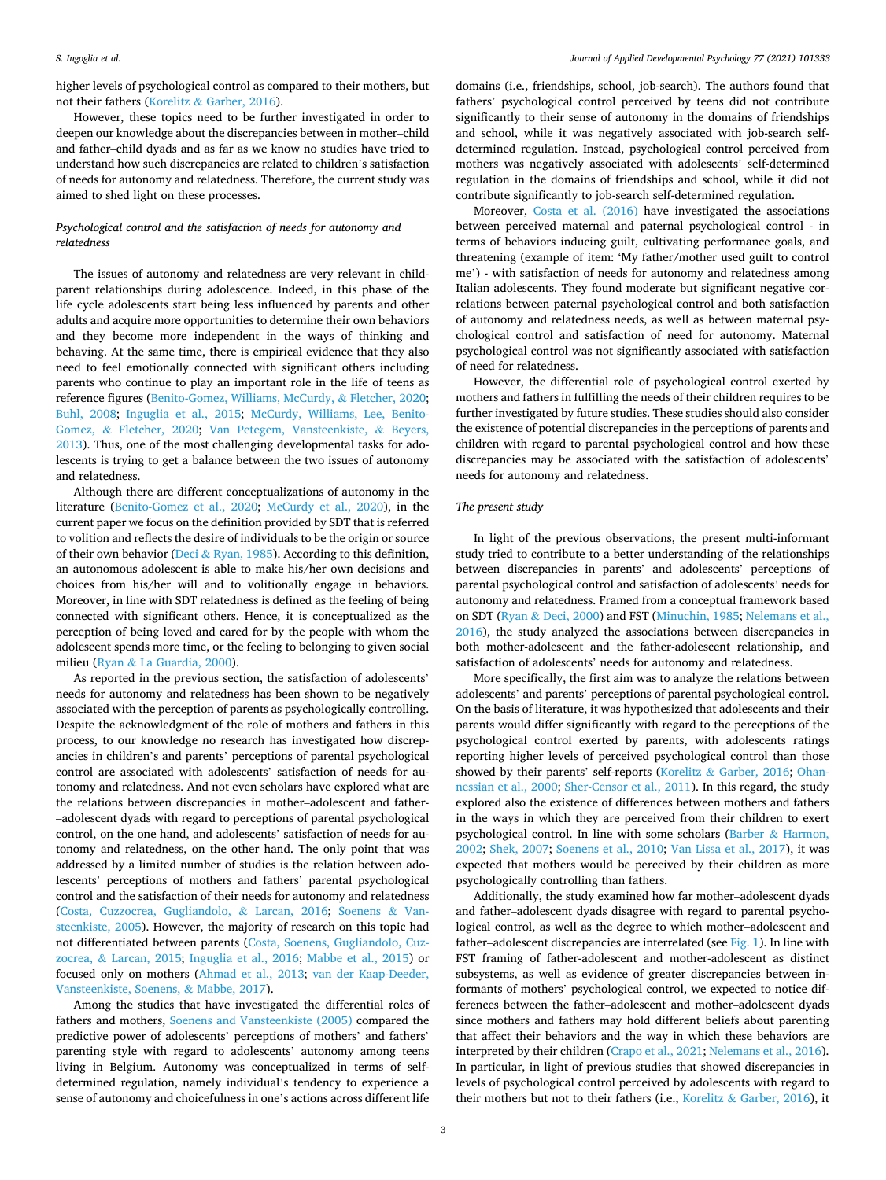higher levels of psychological control as compared to their mothers, but not their fathers (Korelitz & Garber, 2016).

However, these topics need to be further investigated in order to deepen our knowledge about the discrepancies between in mother–child and father–child dyads and as far as we know no studies have tried to understand how such discrepancies are related to children's satisfaction of needs for autonomy and relatedness. Therefore, the current study was aimed to shed light on these processes.

### *Psychological control and the satisfaction of needs for autonomy and relatedness*

The issues of autonomy and relatedness are very relevant in child-parent relationships during adolescence. Indeed, in this phase of the life cycle adolescents start being less influenced by parents and other adults and acquire more opportunities to determine their own behaviors and they become more independent in the ways of thinking and behaving. At the same time, there is empirical evidence that they also need to feel emotionally connected with significant others including parents who continue to play an important role in the life of teens as reference figures (Benito-Gomez, Williams, McCurdy, & Fletcher, 2020; Buhl, 2008; Inguglia et al., 2015; McCurdy, Williams, Lee, Benito-Gomez, & Fletcher, 2020; Van Petegem, Vansteenkiste, & Beyers, 2013). Thus, one of the most challenging developmental tasks for adolescents is trying to get a balance between the two issues of autonomy and relatedness.

Although there are different conceptualizations of autonomy in the literature (Benito-Gomez et al., 2020; McCurdy et al., 2020), in the current paper we focus on the definition provided by SDT that is referred to volition and reflects the desire of individuals to be the origin or source of their own behavior (Deci & Ryan, 1985). According to this definition, an autonomous adolescent is able to make his/her own decisions and choices from his/her will and to volitionally engage in behaviors. Moreover, in line with SDT relatedness is defined as the feeling of being connected with significant others. Hence, it is conceptualized as the perception of being loved and cared for by the people with whom the adolescent spends more time, or the feeling to belonging to given social milieu (Ryan & La Guardia, 2000).

As reported in the previous section, the satisfaction of adolescents' needs for autonomy and relatedness has been shown to be negatively associated with the perception of parents as psychologically controlling. Despite the acknowledgment of the role of mothers and fathers in this process, to our knowledge no research has investigated how discrepancies in children's and parents' perceptions of parental psychological control are associated with adolescents' satisfaction of needs for autonomy and relatedness. And not even scholars have explored what are the relations between discrepancies in mother–adolescent and father–adolescent dyads with regard to perceptions of parental psychological control, on the one hand, and adolescents' satisfaction of needs for autonomy and relatedness, on the other hand. The only point that was addressed by a limited number of studies is the relation between adolescents' perceptions of mothers and fathers' parental psychological control and the satisfaction of their needs for autonomy and relatedness (Costa, Cuzzocrea, Gugliandolo, & Larcan, 2016; Soenens & Vansteenkiste, 2005). However, the majority of research on this topic had not differentiated between parents (Costa, Soenens, Gugliandolo, Cuzzocrea, & Larcan, 2015; Inguglia et al., 2016; Mabbe et al., 2015) or focused only on mothers (Ahmad et al., 2013; van der Kaap-Deeder, Vansteenkiste, Soenens, & Mabbe, 2017).

Among the studies that have investigated the differential roles of fathers and mothers, Soenens and Vansteenkiste (2005) compared the predictive power of adolescents' perceptions of mothers' and fathers' parenting style with regard to adolescents' autonomy among teens living in Belgium. Autonomy was conceptualized in terms of self-determined regulation, namely individual's tendency to experience a sense of autonomy and choicefulness in one's actions across different life domains (i.e., friendships, school, job-search). The authors found that fathers' psychological control perceived by teens did not contribute significantly to their sense of autonomy in the domains of friendships and school, while it was negatively associated with job-search self-determined regulation. Instead, psychological control perceived from mothers was negatively associated with adolescents' self-determined regulation in the domains of friendships and school, while it did not contribute significantly to job-search self-determined regulation.

Moreover, Costa et al. (2016) have investigated the associations between perceived maternal and paternal psychological control - in terms of behaviors inducing guilt, cultivating performance goals, and threatening (example of item: 'My father/mother used guilt to control me') - with satisfaction of needs for autonomy and relatedness among Italian adolescents. They found moderate but significant negative correlations between paternal psychological control and both satisfaction of autonomy and relatedness needs, as well as between maternal psychological control and satisfaction of need for autonomy. Maternal psychological control was not significantly associated with satisfaction of need for relatedness.

However, the differential role of psychological control exerted by mothers and fathers in fulfilling the needs of their children requires to be further investigated by future studies. These studies should also consider the existence of potential discrepancies in the perceptions of parents and children with regard to parental psychological control and how these discrepancies may be associated with the satisfaction of adolescents' needs for autonomy and relatedness.

### *The present study*

In light of the previous observations, the present multi-informant study tried to contribute to a better understanding of the relationships between discrepancies in parents' and adolescents' perceptions of parental psychological control and satisfaction of adolescents' needs for autonomy and relatedness. Framed from a conceptual framework based on SDT (Ryan & Deci, 2000) and FST (Minuchin, 1985; Nelemans et al., 2016), the study analyzed the associations between discrepancies in both mother-adolescent and the father-adolescent relationship, and satisfaction of adolescents' needs for autonomy and relatedness.

More specifically, the first aim was to analyze the relations between adolescents' and parents' perceptions of parental psychological control. On the basis of literature, it was hypothesized that adolescents and their parents would differ significantly with regard to the perceptions of the psychological control exerted by parents, with adolescents ratings reporting higher levels of perceived psychological control than those showed by their parents' self-reports (Korelitz & Garber, 2016; Ohannessian et al., 2000; Sher-Censor et al., 2011). In this regard, the study explored also the existence of differences between mothers and fathers in the ways in which they are perceived from their children to exert psychological control. In line with some scholars (Barber & Harmon, 2002; Shek, 2007; Soenens et al., 2010; Van Lissa et al., 2017), it was expected that mothers would be perceived by their children as more psychologically controlling than fathers.

Additionally, the study examined how far mother–adolescent dyads and father–adolescent dyads disagree with regard to parental psychological control, as well as the degree to which mother–adolescent and father–adolescent discrepancies are interrelated (see Fig. 1). In line with FST framing of father-adolescent and mother-adolescent as distinct subsystems, as well as evidence of greater discrepancies between informants of mothers' psychological control, we expected to notice differences between the father–adolescent and mother–adolescent dyads since mothers and fathers may hold different beliefs about parenting that affect their behaviors and the way in which these behaviors are interpreted by their children (Crapo et al., 2021; Nelemans et al., 2016). In particular, in light of previous studies that showed discrepancies in levels of psychological control perceived by adolescents with regard to their mothers but not to their fathers (i.e., Korelitz & Garber, 2016), it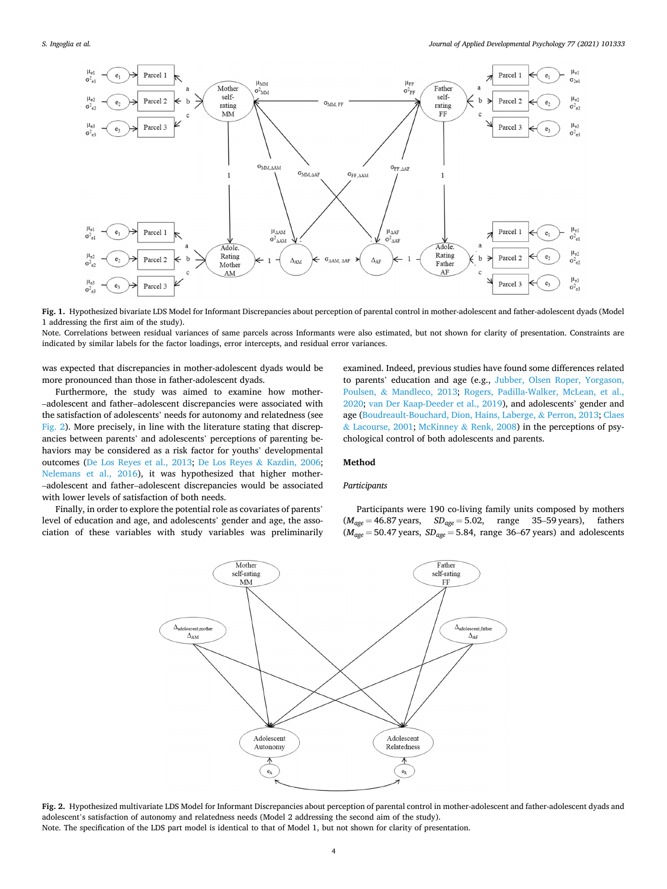**Fig. 1.** Hypothesized bivariate LDS Model for Informant Discrepancies about perception of parental control in mother-adolescent and father-adolescent dyads (Model 1 addressing the first aim of the study).

Note. Correlations between residual variances of same parcels across Informants were also estimated, but not shown for clarity of presentation. Constraints are indicated by similar labels for the factor loadings, error intercepts, and residual error variances.

was expected that discrepancies in mother-adolescent dyads would be more pronounced than those in father-adolescent dyads.

Furthermore, the study was aimed to examine how mother–adolescent and father–adolescent discrepancies were associated with the satisfaction of adolescents' needs for autonomy and relatedness (see Fig. 2). More precisely, in line with the literature stating that discrepancies between parents' and adolescents' perceptions of parenting behaviors may be considered as a risk factor for youths' developmental outcomes (De Los Reyes et al., 2013; De Los Reyes & Kazdin, 2006; Nelemans et al., 2016), it was hypothesized that higher mother–adolescent and father–adolescent discrepancies would be associated with lower levels of satisfaction of both needs.

Finally, in order to explore the potential role as covariates of parents' level of education and age, and adolescents' gender and age, the association of these variables with study variables was preliminarily examined. Indeed, previous studies have found some differences related to parents' education and age (e.g., Jubber, Olsen Roper, Yorgason, Poulsen, & Mandleco, 2013; Rogers, Padilla-Walker, McLean, et al., 2020; van Der Kaap-Deeder et al., 2019), and adolescents' gender and age (Boudreault-Bouchard, Dion, Hains, Laberge, & Perron, 2013; Claes & Lacourse, 2001; McKinney & Renk, 2008) in the perceptions of psychological control of both adolescents and parents.

## Method

### *Participants*

Participants were 190 co-living family units composed by mothers ($M_{age} = 46.87$ years, $SD_{age} = 5.02$, range 35–59 years), fathers ($M_{age} = 50.47$ years, $SD_{age} = 5.84$, range 36–67 years) and adolescents

**Fig. 2.** Hypothesized multivariate LDS Model for Informant Discrepancies about perception of parental control in mother-adolescent and father-adolescent dyads and adolescent's satisfaction of autonomy and relatedness needs (Model 2 addressing the second aim of the study).

Note. The specification of the LDS part model is identical to that of Model 1, but not shown for clarity of presentation.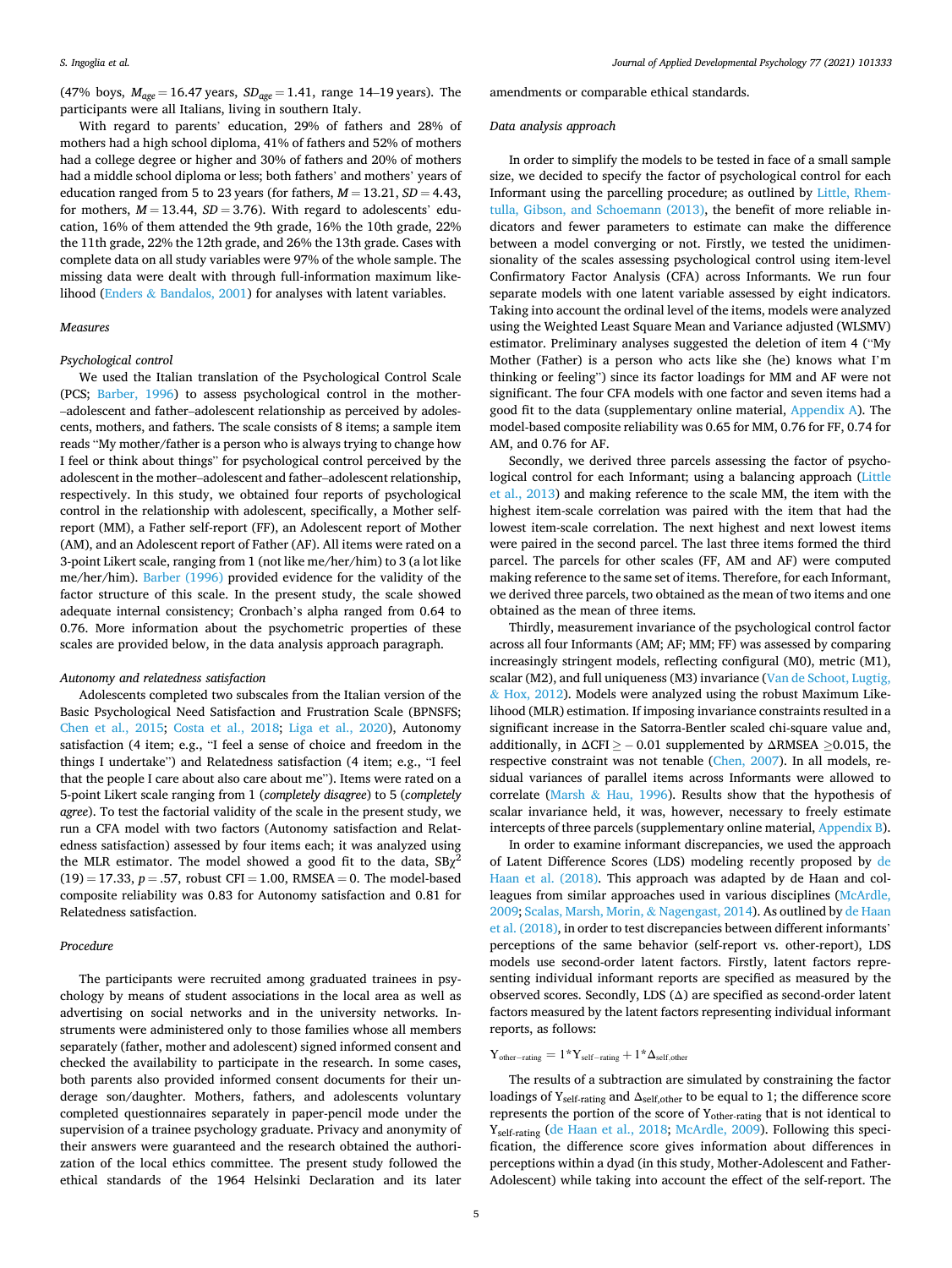(47% boys, $M_{age} = 16.47$ years, $SD_{age} = 1.41$, range 14–19 years). The participants were all Italians, living in southern Italy.

With regard to parents' education, 29% of fathers and 28% of mothers had a high school diploma, 41% of fathers and 52% of mothers had a college degree or higher and 30% of fathers and 20% of mothers had a middle school diploma or less; both fathers' and mothers' years of education ranged from 5 to 23 years (for fathers, $M = 13.21$, $SD = 4.43$, for mothers, $M = 13.44$, $SD = 3.76$). With regard to adolescents' education, 16% of them attended the 9th grade, 16% the 10th grade, 22% the 11th grade, 22% the 12th grade, and 26% the 13th grade. Cases with complete data on all study variables were 97% of the whole sample. The missing data were dealt with through full-information maximum likelihood (Enders & Bandalos, 2001) for analyses with latent variables.

### Measures

#### Psychological control

We used the Italian translation of the Psychological Control Scale (PCS; Barber, 1996) to assess psychological control in the mother–adolescent and father–adolescent relationship as perceived by adolescents, mothers, and fathers. The scale consists of 8 items; a sample item reads "My mother/father is a person who is always trying to change how I feel or think about things" for psychological control perceived by the adolescent in the mother–adolescent and father–adolescent relationship, respectively. In this study, we obtained four reports of psychological control in the relationship with adolescent, specifically, a Mother self-report (MM), a Father self-report (FF), an Adolescent report of Mother (AM), and an Adolescent report of Father (AF). All items were rated on a 3-point Likert scale, ranging from 1 (not like me/her/him) to 3 (a lot like me/her/him). Barber (1996) provided evidence for the validity of the factor structure of this scale. In the present study, the scale showed adequate internal consistency; Cronbach's alpha ranged from 0.64 to 0.76. More information about the psychometric properties of these scales are provided below, in the data analysis approach paragraph.

#### Autonomy and relatedness satisfaction

Adolescents completed two subscales from the Italian version of the Basic Psychological Need Satisfaction and Frustration Scale (BPNSFS; Chen et al., 2015; Costa et al., 2018; Liga et al., 2020), Autonomy satisfaction (4 item; e.g., "I feel a sense of choice and freedom in the things I undertake") and Relatedness satisfaction (4 item; e.g., "I feel that the people I care about also care about me"). Items were rated on a 5-point Likert scale ranging from 1 (*completely disagree*) to 5 (*completely agree*). To test the factorial validity of the scale in the present study, we run a CFA model with two factors (Autonomy satisfaction and Relatedness satisfaction) assessed by four items each; it was analyzed using the MLR estimator. The model showed a good fit to the data, $SB\chi^2 (19) = 17.33$, $p = .57$, robust CFI = 1.00, RMSEA = 0. The model-based composite reliability was 0.83 for Autonomy satisfaction and 0.81 for Relatedness satisfaction.

### Procedure

The participants were recruited among graduated trainees in psychology by means of student associations in the local area as well as advertising on social networks and in the university networks. Instruments were administered only to those families whose all members separately (father, mother and adolescent) signed informed consent and checked the availability to participate in the research. In some cases, both parents also provided informed consent documents for their underage son/daughter. Mothers, fathers, and adolescents voluntary completed questionnaires separately in paper-pencil mode under the supervision of a trainee psychology graduate. Privacy and anonymity of their answers were guaranteed and the research obtained the authorization of the local ethics committee. The present study followed the ethical standards of the 1964 Helsinki Declaration and its later amendments or comparable ethical standards.

### Data analysis approach

In order to simplify the models to be tested in face of a small sample size, we decided to specify the factor of psychological control for each Informant using the parcelling procedure; as outlined by Little, Rhemtulla, Gibson, and Schoemann (2013), the benefit of more reliable indicators and fewer parameters to estimate can make the difference between a model converging or not. Firstly, we tested the unidimensionality of the scales assessing psychological control using item-level Confirmatory Factor Analysis (CFA) across Informants. We run four separate models with one latent variable assessed by eight indicators. Taking into account the ordinal level of the items, models were analyzed using the Weighted Least Square Mean and Variance adjusted (WLSMV) estimator. Preliminary analyses suggested the deletion of item 4 ("My Mother (Father) is a person who acts like she (he) knows what I'm thinking or feeling") since its factor loadings for MM and AF were not significant. The four CFA models with one factor and seven items had a good fit to the data (supplementary online material, Appendix A). The model-based composite reliability was 0.65 for MM, 0.76 for FF, 0.74 for AM, and 0.76 for AF.

Secondly, we derived three parcels assessing the factor of psychological control for each Informant; using a balancing approach (Little et al., 2013) and making reference to the scale MM, the item with the highest item-scale correlation was paired with the item that had the lowest item-scale correlation. The next highest and next lowest items were paired in the second parcel. The last three items formed the third parcel. The parcels for other scales (FF, AM and AF) were computed making reference to the same set of items. Therefore, for each Informant, we derived three parcels, two obtained as the mean of two items and one obtained as the mean of three items.

Thirdly, measurement invariance of the psychological control factor across all four Informants (AM; AF; MM; FF) was assessed by comparing increasingly stringent models, reflecting configural (M0), metric (M1), scalar (M2), and full uniqueness (M3) invariance (Van de Schoot, Lugtig, & Hox, 2012). Models were analyzed using the robust Maximum Likelihood (MLR) estimation. If imposing invariance constraints resulted in a significant increase in the Satorra-Bentler scaled chi-square value and, additionally, in $\Delta CFI \geq -0.01$ supplemented by $\Delta RMSEA \geq 0.015$, the respective constraint was not tenable (Chen, 2007). In all models, residual variances of parallel items across Informants were allowed to correlate (Marsh & Hau, 1996). Results show that the hypothesis of scalar invariance held, it was, however, necessary to freely estimate intercepts of three parcels (supplementary online material, Appendix B).

In order to examine informant discrepancies, we used the approach of Latent Difference Scores (LDS) modeling recently proposed by de Haan et al. (2018). This approach was adapted by de Haan and colleagues from similar approaches used in various disciplines (McArdle, 2009; Scalas, Marsh, Morin, & Nagengast, 2014). As outlined by de Haan et al. (2018), in order to test discrepancies between different informants' perceptions of the same behavior (self-report vs. other-report), LDS models use second-order latent factors. Firstly, latent factors representing individual informant reports are specified as measured by the observed scores. Secondly, LDS ($\Delta$) are specified as second-order latent factors measured by the latent factors representing individual informant reports, as follows:

$$Y_{other-rating} = 1 * Y_{self-rating} + 1 * \Delta_{self,other}$$

The results of a subtraction are simulated by constraining the factor loadings of $Y_{self-rating}$ and $\Delta_{self,other}$ to be equal to 1; the difference score represents the portion of the score of $Y_{other-rating}$ that is not identical to $Y_{self-rating}$ (de Haan et al., 2018; McArdle, 2009). Following this specification, the difference score gives information about differences in perceptions within a dyad (in this study, Mother-Adolescent and Father-Adolescent) while taking into account the effect of the self-report. The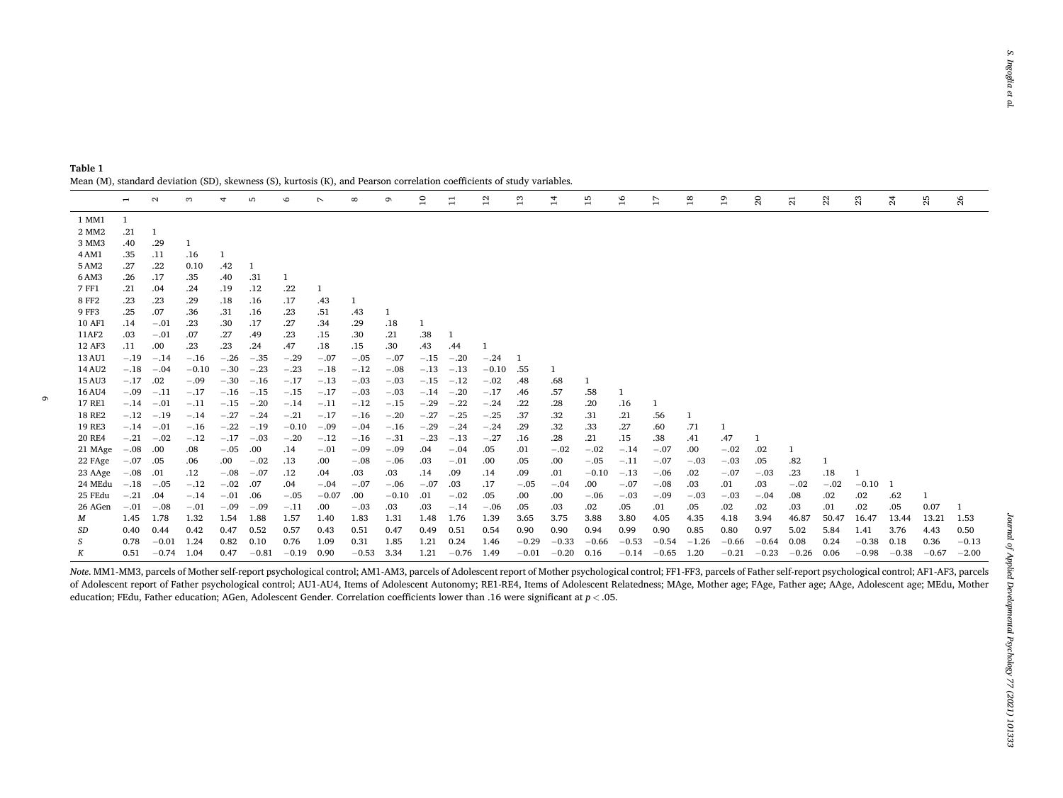**Table 1**

Mean (M), standard deviation (SD), skewness (S), kurtosis (K), and Pearson correlation coefficients of study variables.

| | 1 | 2 | 3 | 4 | 5 | 6 | 7 | 8 | 9 | 10 | 11 | 12 | 13 | 14 | 15 | 16 | 17 | 18 | 19 | 20 | 21 | 22 | 23 | 24 | 25 | 26 |
|---|---|---|---|---|---|---|---|---|---|---|---|---|---|---|---|---|---|---|---|---|---|---|---|---|---|---|
| 1 MM1 | 1 | | | | | | | | | | | | | | | | | | | | | | | | | |
| 2 MM2 | .21 | 1 | | | | | | | | | | | | | | | | | | | | | | | | |
| 3 MM3 | .40 | .29 | 1 | | | | | | | | | | | | | | | | | | | | | | | |
| 4 AM1 | .35 | .11 | .16 | 1 | | | | | | | | | | | | | | | | | | | | | | |
| 5 AM2 | .27 | .22 | 0.10 | .42 | 1 | | | | | | | | | | | | | | | | | | | | | |
| 6 AM3 | .26 | .17 | .35 | .40 | .31 | 1 | | | | | | | | | | | | | | | | | | | | |
| 7 FF1 | .21 | .04 | .24 | .19 | .12 | .22 | 1 | | | | | | | | | | | | | | | | | | | |
| 8 FF2 | .23 | .23 | .29 | .18 | .16 | .17 | .43 | 1 | | | | | | | | | | | | | | | | | | |
| 9 FF3 | .25 | .07 | .36 | .31 | .16 | .23 | .51 | .43 | 1 | | | | | | | | | | | | | | | | | |
| 10 AF1 | .14 | −.01 | .23 | .30 | .17 | .27 | .34 | .29 | .18 | 1 | | | | | | | | | | | | | | | | |
| 11AF2 | .03 | −.01 | .07 | .27 | .49 | .23 | .15 | .30 | .21 | .38 | 1 | | | | | | | | | | | | | | | |
| 12 AF3 | .11 | .00 | .23 | .23 | .24 | .47 | .18 | .15 | .30 | .43 | .44 | 1 | | | | | | | | | | | | | | |
| 13 AU1 | −.19 | −.14 | −.16 | −.26 | −.35 | −.29 | −.07 | −.05 | −.07 | −.15 | −.20 | −.24 | 1 | | | | | | | | | | | | | |
| 14 AU2 | −.18 | −.04 | −0.10 | −.30 | −.23 | −.23 | −.18 | −.12 | −.08 | −.13 | −.13 | −0.10 | .55 | 1 | | | | | | | | | | | | |
| 15 AU3 | −.17 | .02 | −.09 | −.30 | −.16 | −.17 | −.13 | −.03 | −.03 | −.15 | −.12 | −.02 | .48 | .68 | 1 | | | | | | | | | | | |
| 16 AU4 | −.09 | −.11 | −.17 | −.16 | −.15 | −.15 | −.17 | −.03 | −.03 | −.14 | −.20 | −.17 | .46 | .57 | .58 | 1 | | | | | | | | | | |
| 17 RE1 | −.14 | −.01 | −.11 | −.15 | −.20 | −.14 | −.11 | −.12 | −.15 | −.29 | −.22 | −.24 | .22 | .28 | .20 | .16 | 1 | | | | | | | | | |
| 18 RE2 | −.12 | −.19 | −.14 | −.27 | −.24 | −.21 | −.17 | −.16 | −.20 | −.27 | −.25 | −.25 | .37 | .32 | .31 | .21 | .56 | 1 | | | | | | | | |
| 19 RE3 | −.14 | −.01 | −.16 | −.22 | −.19 | −0.10 | −.09 | −.04 | −.16 | −.29 | −.24 | −.24 | .29 | .32 | .33 | .27 | .60 | .71 | 1 | | | | | | | |
| 20 RE4 | −.21 | −.02 | −.12 | −.17 | −.03 | −.20 | −.12 | −.16 | −.31 | −.23 | −.13 | −.27 | .16 | .28 | .21 | .15 | .38 | .41 | .47 | 1 | | | | | | |
| 21 MAge | −.08 | .00 | .08 | −.05 | .00 | .14 | −.01 | −.09 | −.09 | .04 | −.04 | .05 | .01 | −.02 | −.02 | −.14 | −.07 | .00 | −.02 | .02 | 1 | | | | | |
| 22 FAge | −.07 | .05 | .06 | .00 | −.02 | .13 | .00 | −.08 | −.06 | .03 | −.01 | .00 | .05 | .00 | −.05 | −.11 | −.07 | −.03 | −.03 | .05 | .82 | 1 | | | | |
| 23 AAge | −.08 | .01 | .12 | −.08 | −.07 | .12 | .04 | .03 | .03 | .14 | .09 | .14 | .09 | .01 | −0.10 | −.13 | −.06 | .02 | −.07 | −.03 | .23 | .18 | 1 | | | |
| 24 MEdu | −.18 | −.05 | −.12 | −.02 | .07 | .04 | −.04 | −.07 | −.06 | −.07 | .03 | .17 | −.05 | −.04 | .00 | −.07 | −.08 | .03 | .01 | .03 | −.02 | −.02 | −0.10 | 1 | | |
| 25 FEdu | −.21 | .04 | −.14 | −.01 | .06 | −.05 | −0.07 | .00 | −0.10 | .01 | −.02 | .05 | .00 | .00 | −.06 | −.03 | −.09 | −.03 | −.03 | −.04 | .08 | .02 | .02 | .62 | 1 | |
| 26 AGen | −.01 | −.08 | −.01 | −.09 | −.09 | −.11 | .00 | −.03 | .03 | .03 | −.14 | −.06 | .05 | .03 | .02 | .05 | .01 | .05 | .02 | .02 | .03 | .01 | .02 | .05 | 0.07 | 1 |
| *M* | 1.45 | 1.78 | 1.32 | 1.54 | 1.88 | 1.57 | 1.40 | 1.83 | 1.31 | 1.48 | 1.76 | 1.39 | 3.65 | 3.75 | 3.88 | 3.80 | 4.05 | 4.35 | 4.18 | 3.94 | 46.87 | 50.47 | 16.47 | 13.44 | 13.21 | 1.53 |
| *SD* | 0.40 | 0.44 | 0.42 | 0.47 | 0.52 | 0.57 | 0.43 | 0.51 | 0.47 | 0.49 | 0.51 | 0.54 | 0.90 | 0.90 | 0.94 | 0.99 | 0.90 | 0.85 | 0.80 | 0.97 | 5.02 | 5.84 | 1.41 | 3.76 | 4.43 | 0.50 |
| *S* | 0.78 | −0.01 | 1.24 | 0.82 | 0.10 | 0.76 | 1.09 | 0.31 | 1.85 | 1.21 | 0.24 | 1.46 | −0.29 | −0.33 | −0.66 | −0.53 | −0.54 | −1.26 | −0.66 | −0.64 | 0.08 | 0.24 | −0.38 | 0.18 | 0.36 | −0.13 |
| *K* | 0.51 | −0.74 | 1.04 | 0.47 | −0.81 | −0.19 | 0.90 | −0.53 | 3.34 | 1.21 | −0.76 | 1.49 | −0.01 | −0.20 | 0.16 | −0.14 | −0.65 | 1.20 | −0.21 | −0.23 | −0.26 | 0.06 | −0.98 | −0.38 | −0.67 | −2.00 |

*Note.* MM1-MM3, parcels of Mother self-report psychological control; AM1-AM3, parcels of Adolescent report of Mother psychological control; FF1-FF3, parcels of Father self-report psychological control; AF1-AF3, parcels of Adolescent report of Father psychological control; AU1-AU4, Items of Adolescent Autonomy; RE1-RE4, Items of Adolescent Relatedness; MAge, Mother age; FAge, Father age; AAge, Adolescent age; MEdu, Mother education; FEdu, Father education; AGen, Adolescent Gender. Correlation coefficients lower than .16 were significant at $p < .05$.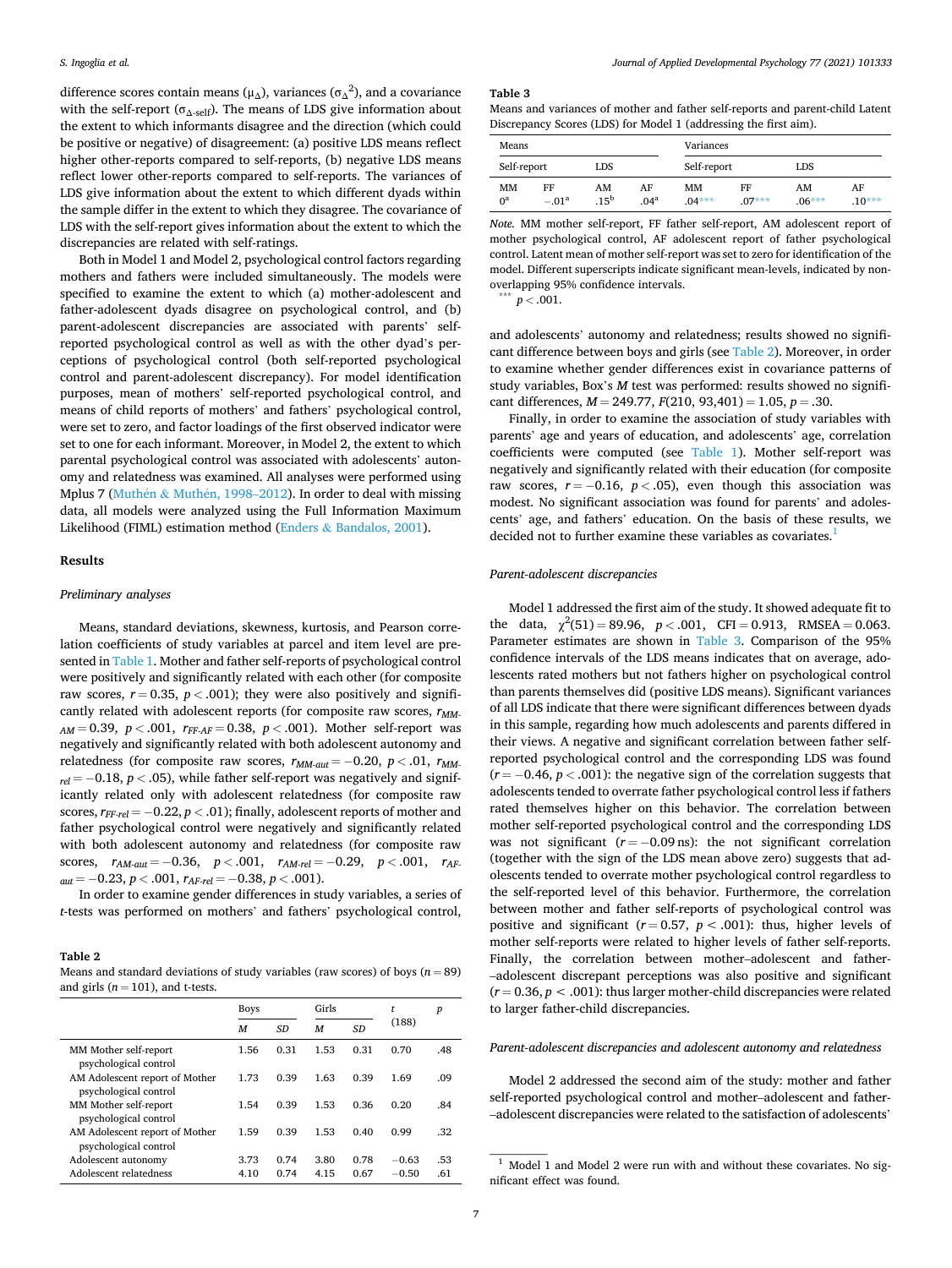difference scores contain means ($\mu_\Delta$), variances ($\sigma_\Delta^2$), and a covariance with the self-report ($\sigma_{\Delta\text{-self}}$). The means of LDS give information about the extent to which informants disagree and the direction (which could be positive or negative) of disagreement: (a) positive LDS means reflect higher other-reports compared to self-reports, (b) negative LDS means reflect lower other-reports compared to self-reports. The variances of LDS give information about the extent to which different dyads within the sample differ in the extent to which they disagree. The covariance of LDS with the self-report gives information about the extent to which the discrepancies are related with self-ratings.

Both in Model 1 and Model 2, psychological control factors regarding mothers and fathers were included simultaneously. The models were specified to examine the extent to which (a) mother-adolescent and father-adolescent dyads disagree on psychological control, and (b) parent-adolescent discrepancies are associated with parents' self-reported psychological control as well as with the other dyad's perceptions of psychological control (both self-reported psychological control and parent-adolescent discrepancy). For model identification purposes, mean of mothers' self-reported psychological control, and means of child reports of mothers' and fathers' psychological control, were set to zero, and factor loadings of the first observed indicator were set to one for each informant. Moreover, in Model 2, the extent to which parental psychological control was associated with adolescents' autonomy and relatedness was examined. All analyses were performed using Mplus 7 (Muthén & Muthén, 1998–2012). In order to deal with missing data, all models were analyzed using the Full Information Maximum Likelihood (FIML) estimation method (Enders & Bandalos, 2001).

## Results

### Preliminary analyses

Means, standard deviations, skewness, kurtosis, and Pearson correlation coefficients of study variables at parcel and item level are presented in Table 1. Mother and father self-reports of psychological control were positively and significantly related with each other (for composite raw scores, $r = 0.35$, $p < .001$); they were also positively and significantly related with adolescent reports (for composite raw scores, $r_{MM\text{-}AM} = 0.39$, $p < .001$, $r_{FF\text{-}AF} = 0.38$, $p < .001$). Mother self-report was negatively and significantly related with both adolescent autonomy and relatedness (for composite raw scores, $r_{MM\text{-}aut} = -0.20$, $p < .01$, $r_{MM\text{-}rel} = -0.18$, $p < .05$), while father self-report was negatively and significantly related only with adolescent relatedness (for composite raw scores, $r_{FF\text{-}rel} = -0.22$, $p < .01$); finally, adolescent reports of mother and father psychological control were negatively and significantly related with both adolescent autonomy and relatedness (for composite raw scores, $r_{AM\text{-}aut} = -0.36$, $p < .001$, $r_{AM\text{-}rel} = -0.29$, $p < .001$, $r_{AF\text{-}aut} = -0.23$, $p < .001$, $r_{AF\text{-}rel} = -0.38$, $p < .001$).

In order to examine gender differences in study variables, a series of *t*-tests was performed on mothers' and fathers' psychological control, and adolescents' autonomy and relatedness; results showed no significant difference between boys and girls (see Table 2). Moreover, in order to examine whether gender differences exist in covariance patterns of study variables, Box's *M* test was performed: results showed no significant differences, $M = 249.77$, $F(210, 93{,}401) = 1.05$, $p = .30$.

Finally, in order to examine the association of study variables with parents' age and years of education, and adolescents' age, correlation coefficients were computed (see Table 1). Mother self-report was negatively and significantly related with their education (for composite raw scores, $r = -0.16$, $p < .05$), even though this association was modest. No significant association was found for parents' and adolescents' age, and fathers' education. On the basis of these results, we decided not to further examine these variables as covariates.[1]

**Table 2**
Means and standard deviations of study variables (raw scores) of boys ($n = 89$) and girls ($n = 101$), and t-tests.

| | Boys | | Girls | | *t* (188) | *p* |
|---|---|---|---|---|---|---|
| | *M* | *SD* | *M* | *SD* | | |
| MM Mother self-report psychological control | 1.56 | 0.31 | 1.53 | 0.31 | 0.70 | .48 |
| AM Adolescent report of Mother psychological control | 1.73 | 0.39 | 1.63 | 0.39 | 1.69 | .09 |
| MM Mother self-report psychological control | 1.54 | 0.39 | 1.53 | 0.36 | 0.20 | .84 |
| AM Adolescent report of Mother psychological control | 1.59 | 0.39 | 1.53 | 0.40 | 0.99 | .32 |
| Adolescent autonomy | 3.73 | 0.74 | 3.80 | 0.78 | −0.63 | .53 |
| Adolescent relatedness | 4.10 | 0.74 | 4.15 | 0.67 | −0.50 | .61 |

**Table 3**
Means and variances of mother and father self-reports and parent-child Latent Discrepancy Scores (LDS) for Model 1 (addressing the first aim).

| Means | | | | Variances | | | |
|---|---|---|---|---|---|---|---|
| Self-report | | LDS | | Self-report | | LDS | |
| MM | FF | AM | AF | MM | FF | AM | AF |
| $0^a$ | $-.01^a$ | $.15^b$ | $.04^a$ | .04*** | .07*** | .06*** | .10*** |

*Note.* MM mother self-report, FF father self-report, AM adolescent report of mother psychological control, AF adolescent report of father psychological control. Latent mean of mother self-report was set to zero for identification of the model. Different superscripts indicate significant mean-levels, indicated by non-overlapping 95% confidence intervals.
*** $p < .001$.

### Parent-adolescent discrepancies

Model 1 addressed the first aim of the study. It showed adequate fit to the data, $\chi^2(51) = 89.96$, $p < .001$, CFI = 0.913, RMSEA = 0.063. Parameter estimates are shown in Table 3. Comparison of the 95% confidence intervals of the LDS means indicates that on average, adolescents rated mothers but not fathers higher on psychological control than parents themselves did (positive LDS means). Significant variances of all LDS indicate that there were significant differences between dyads in this sample, regarding how much adolescents and parents differed in their views. A negative and significant correlation between father self-reported psychological control and the corresponding LDS was found ($r = -0.46$, $p < .001$): the negative sign of the correlation suggests that adolescents tended to overrate father psychological control less if fathers rated themselves higher on this behavior. The correlation between mother self-reported psychological control and the corresponding LDS was not significant ($r = -0.09$ ns): the not significant correlation (together with the sign of the LDS mean above zero) suggests that adolescents tended to overrate mother psychological control regardless to the self-reported level of this behavior. Furthermore, the correlation between mother and father self-reports of psychological control was positive and significant ($r = 0.57$, $p < .001$): thus, higher levels of mother self-reports were related to higher levels of father self-reports. Finally, the correlation between mother–adolescent and father–adolescent discrepant perceptions was also positive and significant ($r = 0.36$, $p < .001$): thus larger mother-child discrepancies were related to larger father-child discrepancies.

### Parent-adolescent discrepancies and adolescent autonomy and relatedness

Model 2 addressed the second aim of the study: mother and father self-reported psychological control and mother–adolescent and father–adolescent discrepancies were related to the satisfaction of adolescents'

[1] Model 1 and Model 2 were run with and without these covariates. No significant effect was found.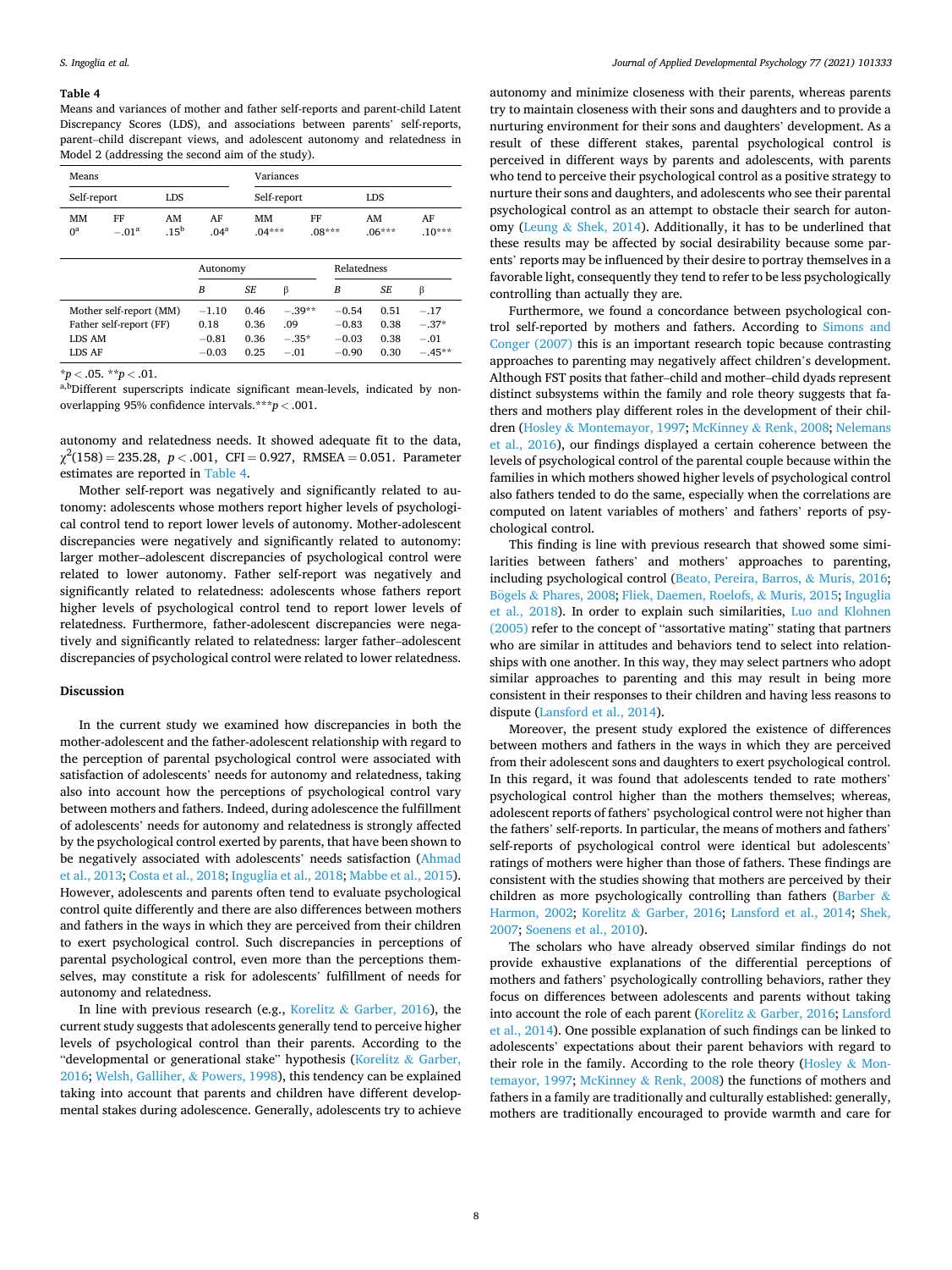**Table 4**

Means and variances of mother and father self-reports and parent-child Latent Discrepancy Scores (LDS), and associations between parents' self-reports, parent–child discrepant views, and adolescent autonomy and relatedness in Model 2 (addressing the second aim of the study).

| Means | | | | Variances | | | |
|---|---|---|---|---|---|---|---|
| Self-report | | LDS | | Self-report | | LDS | |
| MM | FF | AM | AF | MM | FF | AM | AF |
| 0[a] | −.01[a] | .15[b] | .04[a] | .04*** | .08*** | .06*** | .10*** |

| | Autonomy | | | Relatedness | | |
|---|---|---|---|---|---|---|
| | *B* | *SE* | β | *B* | *SE* | β |
| Mother self-report (MM) | −1.10 | 0.46 | −.39** | −0.54 | 0.51 | −.17 |
| Father self-report (FF) | 0.18 | 0.36 | .09 | −0.83 | 0.38 | −.37* |
| LDS AM | −0.81 | 0.36 | −.35* | −0.03 | 0.38 | −.01 |
| LDS AF | −0.03 | 0.25 | −.01 | −0.90 | 0.30 | −.45** |

*$p < .05$. **$p < .01$.

[a,b]Different superscripts indicate significant mean-levels, indicated by non-overlapping 95% confidence intervals.***$p < .001$.

autonomy and relatedness needs. It showed adequate fit to the data, $\chi^2(158) = 235.28$, $p < .001$, CFI = 0.927, RMSEA = 0.051. Parameter estimates are reported in Table 4.

Mother self-report was negatively and significantly related to autonomy: adolescents whose mothers report higher levels of psychological control tend to report lower levels of autonomy. Mother-adolescent discrepancies were negatively and significantly related to autonomy: larger mother–adolescent discrepancies of psychological control were related to lower autonomy. Father self-report was negatively and significantly related to relatedness: adolescents whose fathers report higher levels of psychological control tend to report lower levels of relatedness. Furthermore, father-adolescent discrepancies were negatively and significantly related to relatedness: larger father–adolescent discrepancies of psychological control were related to lower relatedness.

## Discussion

In the current study we examined how discrepancies in both the mother-adolescent and the father-adolescent relationship with regard to the perception of parental psychological control were associated with satisfaction of adolescents' needs for autonomy and relatedness, taking also into account how the perceptions of psychological control vary between mothers and fathers. Indeed, during adolescence the fulfillment of adolescents' needs for autonomy and relatedness is strongly affected by the psychological control exerted by parents, that have been shown to be negatively associated with adolescents' needs satisfaction (Ahmad et al., 2013; Costa et al., 2018; Inguglia et al., 2018; Mabbe et al., 2015). However, adolescents and parents often tend to evaluate psychological control quite differently and there are also differences between mothers and fathers in the ways in which they are perceived from their children to exert psychological control. Such discrepancies in perceptions of parental psychological control, even more than the perceptions themselves, may constitute a risk for adolescents' fulfillment of needs for autonomy and relatedness.

In line with previous research (e.g., Korelitz & Garber, 2016), the current study suggests that adolescents generally tend to perceive higher levels of psychological control than their parents. According to the "developmental or generational stake" hypothesis (Korelitz & Garber, 2016; Welsh, Galliher, & Powers, 1998), this tendency can be explained taking into account that parents and children have different developmental stakes during adolescence. Generally, adolescents try to achieve autonomy and minimize closeness with their parents, whereas parents try to maintain closeness with their sons and daughters and to provide a nurturing environment for their sons and daughters' development. As a result of these different stakes, parental psychological control is perceived in different ways by parents and adolescents, with parents who tend to perceive their psychological control as a positive strategy to nurture their sons and daughters, and adolescents who see their parental psychological control as an attempt to obstacle their search for autonomy (Leung & Shek, 2014). Additionally, it has to be underlined that these results may be affected by social desirability because some parents' reports may be influenced by their desire to portray themselves in a favorable light, consequently they tend to refer to be less psychologically controlling than actually they are.

Furthermore, we found a concordance between psychological control self-reported by mothers and fathers. According to Simons and Conger (2007) this is an important research topic because contrasting approaches to parenting may negatively affect children's development. Although FST posits that father–child and mother–child dyads represent distinct subsystems within the family and role theory suggests that fathers and mothers play different roles in the development of their children (Hosley & Montemayor, 1997; McKinney & Renk, 2008; Nelemans et al., 2016), our findings displayed a certain coherence between the levels of psychological control of the parental couple because within the families in which mothers showed higher levels of psychological control also fathers tended to do the same, especially when the correlations are computed on latent variables of mothers' and fathers' reports of psychological control.

This finding is line with previous research that showed some similarities between fathers' and mothers' approaches to parenting, including psychological control (Beato, Pereira, Barros, & Muris, 2016; Bögels & Phares, 2008; Fliek, Daemen, Roelofs, & Muris, 2015; Inguglia et al., 2018). In order to explain such similarities, Luo and Klohnen (2005) refer to the concept of "assortative mating" stating that partners who are similar in attitudes and behaviors tend to select into relationships with one another. In this way, they may select partners who adopt similar approaches to parenting and this may result in being more consistent in their responses to their children and having less reasons to dispute (Lansford et al., 2014).

Moreover, the present study explored the existence of differences between mothers and fathers in the ways in which they are perceived from their adolescent sons and daughters to exert psychological control. In this regard, it was found that adolescents tended to rate mothers' psychological control higher than the mothers themselves; whereas, adolescent reports of fathers' psychological control were not higher than the fathers' self-reports. In particular, the means of mothers and fathers' self-reports of psychological control were identical but adolescents' ratings of mothers were higher than those of fathers. These findings are consistent with the studies showing that mothers are perceived by their children as more psychologically controlling than fathers (Barber & Harmon, 2002; Korelitz & Garber, 2016; Lansford et al., 2014; Shek, 2007; Soenens et al., 2010).

The scholars who have already observed similar findings do not provide exhaustive explanations of the differential perceptions of mothers and fathers' psychologically controlling behaviors, rather they focus on differences between adolescents and parents without taking into account the role of each parent (Korelitz & Garber, 2016; Lansford et al., 2014). One possible explanation of such findings can be linked to adolescents' expectations about their parent behaviors with regard to their role in the family. According to the role theory (Hosley & Montemayor, 1997; McKinney & Renk, 2008) the functions of mothers and fathers in a family are traditionally and culturally established: generally, mothers are traditionally encouraged to provide warmth and care for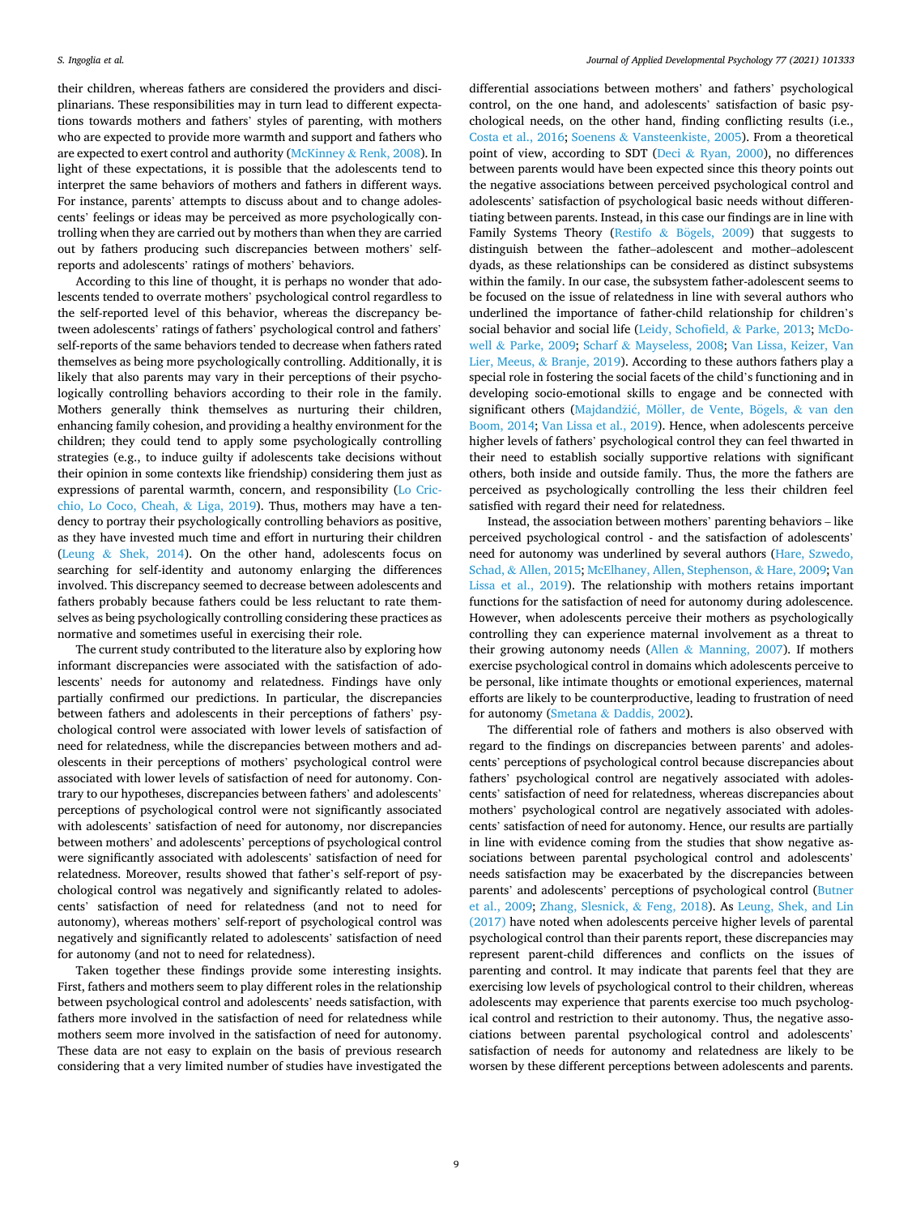their children, whereas fathers are considered the providers and disciplinarians. These responsibilities may in turn lead to different expectations towards mothers and fathers' styles of parenting, with mothers who are expected to provide more warmth and support and fathers who are expected to exert control and authority (McKinney & Renk, 2008). In light of these expectations, it is possible that the adolescents tend to interpret the same behaviors of mothers and fathers in different ways. For instance, parents' attempts to discuss about and to change adolescents' feelings or ideas may be perceived as more psychologically controlling when they are carried out by mothers than when they are carried out by fathers producing such discrepancies between mothers' self-reports and adolescents' ratings of mothers' behaviors.

According to this line of thought, it is perhaps no wonder that adolescents tended to overrate mothers' psychological control regardless to the self-reported level of this behavior, whereas the discrepancy between adolescents' ratings of fathers' psychological control and fathers' self-reports of the same behaviors tended to decrease when fathers rated themselves as being more psychologically controlling. Additionally, it is likely that also parents may vary in their perceptions of their psychologically controlling behaviors according to their role in the family. Mothers generally think themselves as nurturing their children, enhancing family cohesion, and providing a healthy environment for the children; they could tend to apply some psychologically controlling strategies (e.g., to induce guilty if adolescents take decisions without their opinion in some contexts like friendship) considering them just as expressions of parental warmth, concern, and responsibility (Lo Cricchio, Lo Coco, Cheah, & Liga, 2019). Thus, mothers may have a tendency to portray their psychologically controlling behaviors as positive, as they have invested much time and effort in nurturing their children (Leung & Shek, 2014). On the other hand, adolescents focus on searching for self-identity and autonomy enlarging the differences involved. This discrepancy seemed to decrease between adolescents and fathers probably because fathers could be less reluctant to rate themselves as being psychologically controlling considering these practices as normative and sometimes useful in exercising their role.

The current study contributed to the literature also by exploring how informant discrepancies were associated with the satisfaction of adolescents' needs for autonomy and relatedness. Findings have only partially confirmed our predictions. In particular, the discrepancies between fathers and adolescents in their perceptions of fathers' psychological control were associated with lower levels of satisfaction of need for relatedness, while the discrepancies between mothers and adolescents in their perceptions of mothers' psychological control were associated with lower levels of satisfaction of need for autonomy. Contrary to our hypotheses, discrepancies between fathers' and adolescents' perceptions of psychological control were not significantly associated with adolescents' satisfaction of need for autonomy, nor discrepancies between mothers' and adolescents' perceptions of psychological control were significantly associated with adolescents' satisfaction of need for relatedness. Moreover, results showed that father's self-report of psychological control was negatively and significantly related to adolescents' satisfaction of need for relatedness (and not to need for autonomy), whereas mothers' self-report of psychological control was negatively and significantly related to adolescents' satisfaction of need for autonomy (and not to need for relatedness).

Taken together these findings provide some interesting insights. First, fathers and mothers seem to play different roles in the relationship between psychological control and adolescents' needs satisfaction, with fathers more involved in the satisfaction of need for relatedness while mothers seem more involved in the satisfaction of need for autonomy. These data are not easy to explain on the basis of previous research considering that a very limited number of studies have investigated the differential associations between mothers' and fathers' psychological control, on the one hand, and adolescents' satisfaction of basic psychological needs, on the other hand, finding conflicting results (i.e., Costa et al., 2016; Soenens & Vansteenkiste, 2005). From a theoretical point of view, according to SDT (Deci & Ryan, 2000), no differences between parents would have been expected since this theory points out the negative associations between perceived psychological control and adolescents' satisfaction of psychological basic needs without differentiating between parents. Instead, in this case our findings are in line with Family Systems Theory (Restifo & Bögels, 2009) that suggests to distinguish between the father–adolescent and mother–adolescent dyads, as these relationships can be considered as distinct subsystems within the family. In our case, the subsystem father-adolescent seems to be focused on the issue of relatedness in line with several authors who underlined the importance of father-child relationship for children's social behavior and social life (Leidy, Schofield, & Parke, 2013; McDowell & Parke, 2009; Scharf & Mayseless, 2008; Van Lissa, Keizer, Van Lier, Meeus, & Branje, 2019). According to these authors fathers play a special role in fostering the social facets of the child's functioning and in developing socio-emotional skills to engage and be connected with significant others (Majdandžić, Möller, de Vente, Bögels, & van den Boom, 2014; Van Lissa et al., 2019). Hence, when adolescents perceive higher levels of fathers' psychological control they can feel thwarted in their need to establish socially supportive relations with significant others, both inside and outside family. Thus, the more the fathers are perceived as psychologically controlling the less their children feel satisfied with regard their need for relatedness.

Instead, the association between mothers' parenting behaviors – like perceived psychological control - and the satisfaction of adolescents' need for autonomy was underlined by several authors (Hare, Szwedo, Schad, & Allen, 2015; McElhaney, Allen, Stephenson, & Hare, 2009; Van Lissa et al., 2019). The relationship with mothers retains important functions for the satisfaction of need for autonomy during adolescence. However, when adolescents perceive their mothers as psychologically controlling they can experience maternal involvement as a threat to their growing autonomy needs (Allen & Manning, 2007). If mothers exercise psychological control in domains which adolescents perceive to be personal, like intimate thoughts or emotional experiences, maternal efforts are likely to be counterproductive, leading to frustration of need for autonomy (Smetana & Daddis, 2002).

The differential role of fathers and mothers is also observed with regard to the findings on discrepancies between parents' and adolescents' perceptions of psychological control because discrepancies about fathers' psychological control are negatively associated with adolescents' satisfaction of need for relatedness, whereas discrepancies about mothers' psychological control are negatively associated with adolescents' satisfaction of need for autonomy. Hence, our results are partially in line with evidence coming from the studies that show negative associations between parental psychological control and adolescents' needs satisfaction may be exacerbated by the discrepancies between parents' and adolescents' perceptions of psychological control (Butner et al., 2009; Zhang, Slesnick, & Feng, 2018). As Leung, Shek, and Lin (2017) have noted when adolescents perceive higher levels of parental psychological control than their parents report, these discrepancies may represent parent-child differences and conflicts on the issues of parenting and control. It may indicate that parents feel that they are exercising low levels of psychological control to their children, whereas adolescents may experience that parents exercise too much psychological control and restriction to their autonomy. Thus, the negative associations between parental psychological control and adolescents' satisfaction of needs for autonomy and relatedness are likely to be worsen by these different perceptions between adolescents and parents.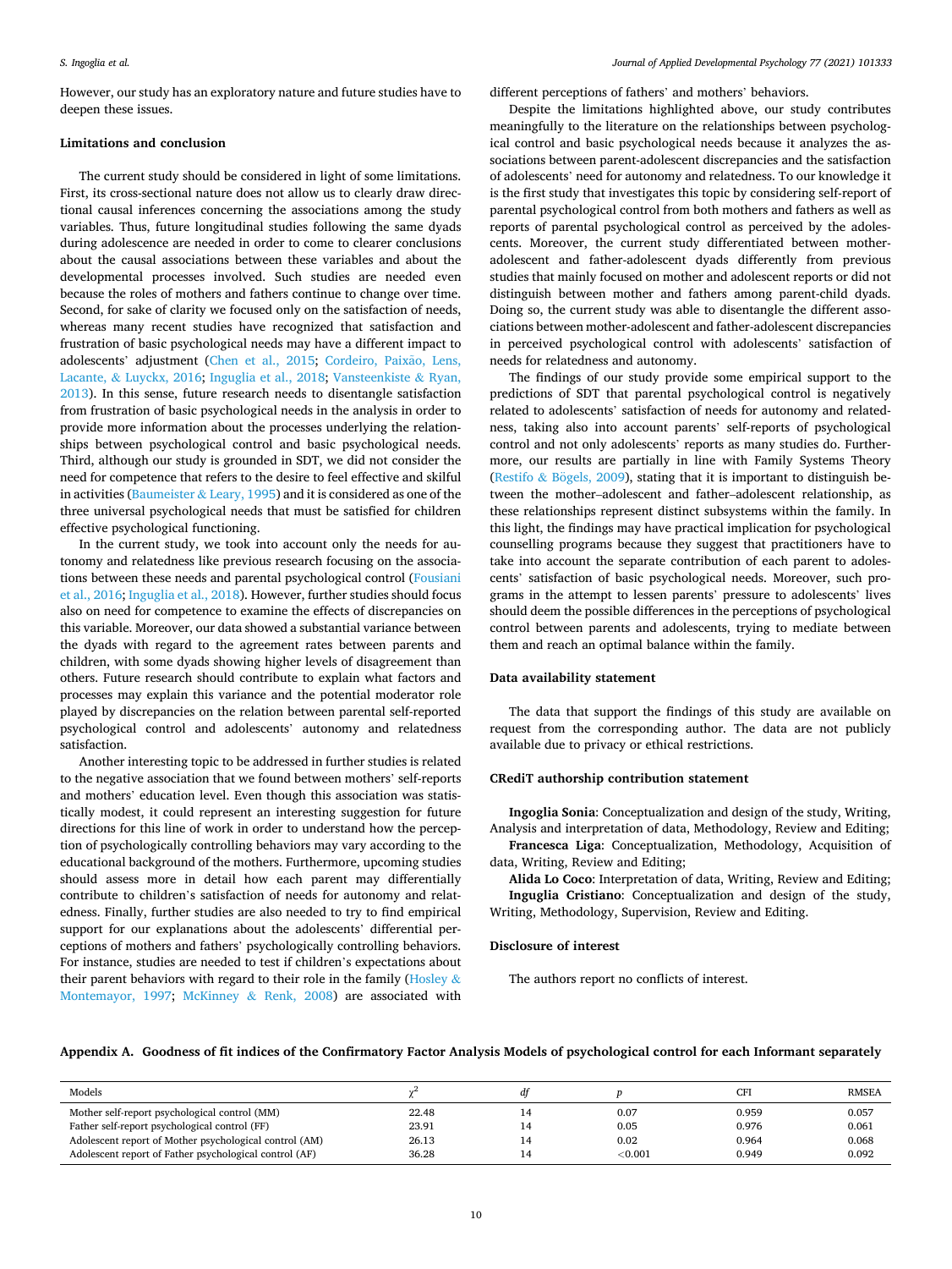However, our study has an exploratory nature and future studies have to deepen these issues.

### Limitations and conclusion

The current study should be considered in light of some limitations. First, its cross-sectional nature does not allow us to clearly draw directional causal inferences concerning the associations among the study variables. Thus, future longitudinal studies following the same dyads during adolescence are needed in order to come to clearer conclusions about the causal associations between these variables and about the developmental processes involved. Such studies are needed even because the roles of mothers and fathers continue to change over time. Second, for sake of clarity we focused only on the satisfaction of needs, whereas many recent studies have recognized that satisfaction and frustration of basic psychological needs may have a different impact to adolescents' adjustment (Chen et al., 2015; Cordeiro, Paixão, Lens, Lacante, & Luyckx, 2016; Inguglia et al., 2018; Vansteenkiste & Ryan, 2013). In this sense, future research needs to disentangle satisfaction from frustration of basic psychological needs in the analysis in order to provide more information about the processes underlying the relationships between psychological control and basic psychological needs. Third, although our study is grounded in SDT, we did not consider the need for competence that refers to the desire to feel effective and skilful in activities (Baumeister & Leary, 1995) and it is considered as one of the three universal psychological needs that must be satisfied for children effective psychological functioning.

In the current study, we took into account only the needs for autonomy and relatedness like previous research focusing on the associations between these needs and parental psychological control (Fousiani et al., 2016; Inguglia et al., 2018). However, further studies should focus also on need for competence to examine the effects of discrepancies on this variable. Moreover, our data showed a substantial variance between the dyads with regard to the agreement rates between parents and children, with some dyads showing higher levels of disagreement than others. Future research should contribute to explain what factors and processes may explain this variance and the potential moderator role played by discrepancies on the relation between parental self-reported psychological control and adolescents' autonomy and relatedness satisfaction.

Another interesting topic to be addressed in further studies is related to the negative association that we found between mothers' self-reports and mothers' education level. Even though this association was statistically modest, it could represent an interesting suggestion for future directions for this line of work in order to understand how the perception of psychologically controlling behaviors may vary according to the educational background of the mothers. Furthermore, upcoming studies should assess more in detail how each parent may differentially contribute to children's satisfaction of needs for autonomy and relatedness. Finally, further studies are also needed to try to find empirical support for our explanations about the adolescents' differential perceptions of mothers and fathers' psychologically controlling behaviors. For instance, studies are needed to test if children's expectations about their parent behaviors with regard to their role in the family (Hosley & Montemayor, 1997; McKinney & Renk, 2008) are associated with different perceptions of fathers' and mothers' behaviors.

Despite the limitations highlighted above, our study contributes meaningfully to the literature on the relationships between psychological control and basic psychological needs because it analyzes the associations between parent-adolescent discrepancies and the satisfaction of adolescents' need for autonomy and relatedness. To our knowledge it is the first study that investigates this topic by considering self-report of parental psychological control from both mothers and fathers as well as reports of parental psychological control as perceived by the adolescents. Moreover, the current study differentiated between mother-adolescent and father-adolescent dyads differently from previous studies that mainly focused on mother and adolescent reports or did not distinguish between mother and fathers among parent-child dyads. Doing so, the current study was able to disentangle the different associations between mother-adolescent and father-adolescent discrepancies in perceived psychological control with adolescents' satisfaction of needs for relatedness and autonomy.

The findings of our study provide some empirical support to the predictions of SDT that parental psychological control is negatively related to adolescents' satisfaction of needs for autonomy and relatedness, taking also into account parents' self-reports of psychological control and not only adolescents' reports as many studies do. Furthermore, our results are partially in line with Family Systems Theory (Restifo & Bögels, 2009), stating that it is important to distinguish between the mother–adolescent and father–adolescent relationship, as these relationships represent distinct subsystems within the family. In this light, the findings may have practical implication for psychological counselling programs because they suggest that practitioners have to take into account the separate contribution of each parent to adolescents' satisfaction of basic psychological needs. Moreover, such programs in the attempt to lessen parents' pressure to adolescents' lives should deem the possible differences in the perceptions of psychological control between parents and adolescents, trying to mediate between them and reach an optimal balance within the family.

### Data availability statement

The data that support the findings of this study are available on request from the corresponding author. The data are not publicly available due to privacy or ethical restrictions.

### CRediT authorship contribution statement

**Ingoglia Sonia**: Conceptualization and design of the study, Writing, Analysis and interpretation of data, Methodology, Review and Editing; **Francesca Liga**: Conceptualization, Methodology, Acquisition of data, Writing, Review and Editing; **Alida Lo Coco**: Interpretation of data, Writing, Review and Editing; **Inguglia Cristiano**: Conceptualization and design of the study, Writing, Methodology, Supervision, Review and Editing.

### Disclosure of interest

The authors report no conflicts of interest.

### Appendix A. Goodness of fit indices of the Confirmatory Factor Analysis Models of psychological control for each Informant separately

| Models | $\chi^2$ | *df* | *p* | CFI | RMSEA |
|---|---|---|---|---|---|
| Mother self-report psychological control (MM) | 22.48 | 14 | 0.07 | 0.959 | 0.057 |
| Father self-report psychological control (FF) | 23.91 | 14 | 0.05 | 0.976 | 0.061 |
| Adolescent report of Mother psychological control (AM) | 26.13 | 14 | 0.02 | 0.964 | 0.068 |
| Adolescent report of Father psychological control (AF) | 36.28 | 14 | <0.001 | 0.949 | 0.092 |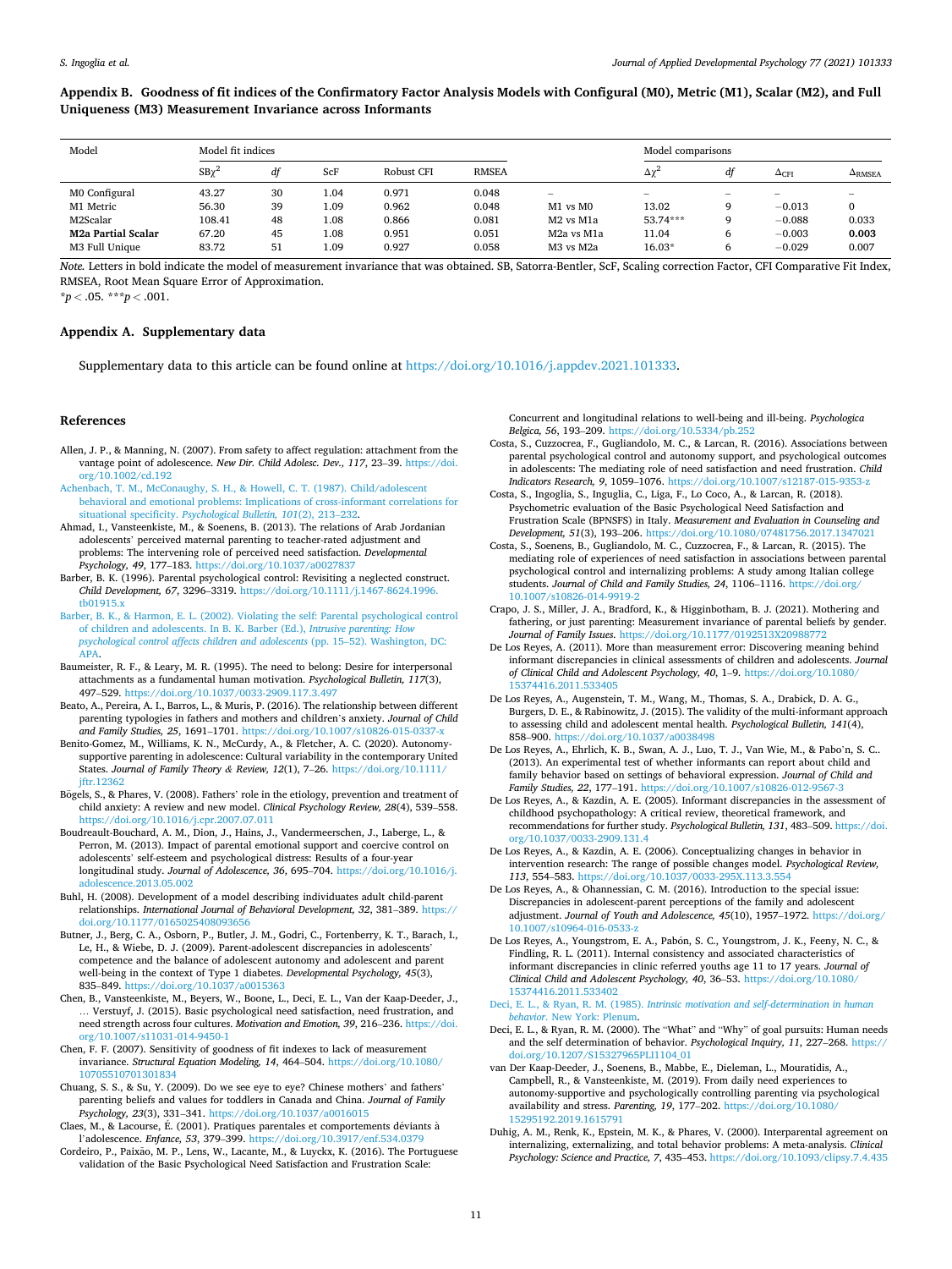## Appendix B. Goodness of fit indices of the Confirmatory Factor Analysis Models with Configural (M0), Metric (M1), Scalar (M2), and Full Uniqueness (M3) Measurement Invariance across Informants

| Model | Model fit indices | | | | | | Model comparisons | | | |
|---|---|---|---|---|---|---|---|---|---|---|
| | $SB\chi^2$ | *df* | ScF | Robust CFI | RMSEA | | $\Delta\chi^2$ | *df* | $\Delta_{CFI}$ | $\Delta_{RMSEA}$ |
| M0 Configural | 43.27 | 30 | 1.04 | 0.971 | 0.048 | – | – | – | – | – |
| M1 Metric | 56.30 | 39 | 1.09 | 0.962 | 0.048 | M1 vs M0 | 13.02 | 9 | −0.013 | 0 |
| M2Scalar | 108.41 | 48 | 1.08 | 0.866 | 0.081 | M2 vs M1a | 53.74*** | 9 | −0.088 | 0.033 |
| **M2a Partial Scalar** | 67.20 | 45 | 1.08 | 0.951 | 0.051 | M2a vs M1a | 11.04 | 6 | −0.003 | **0.003** |
| M3 Full Unique | 83.72 | 51 | 1.09 | 0.927 | 0.058 | M3 vs M2a | 16.03* | 6 | −0.029 | 0.007 |

*Note.* Letters in bold indicate the model of measurement invariance that was obtained. SB, Satorra-Bentler, ScF, Scaling correction Factor, CFI Comparative Fit Index, RMSEA, Root Mean Square Error of Approximation.
*$p < .05$. ***$p < .001$.

## Appendix A. Supplementary data

Supplementary data to this article can be found online at https://doi.org/10.1016/j.appdev.2021.101333.

## References

Allen, J. P., & Manning, N. (2007). From safety to affect regulation: attachment from the vantage point of adolescence. *New Dir. Child Adolesc. Dev., 117*, 23–39. https://doi.org/10.1002/cd.192

Achenbach, T. M., McConaughy, S. H., & Howell, C. T. (1987). Child/adolescent behavioral and emotional problems: Implications of cross-informant correlations for situational specificity. *Psychological Bulletin, 101*(2), 213–232.

Ahmad, I., Vansteenkiste, M., & Soenens, B. (2013). The relations of Arab Jordanian adolescents' perceived maternal parenting to teacher-rated adjustment and problems: The intervening role of perceived need satisfaction. *Developmental Psychology, 49*, 177–183. https://doi.org/10.1037/a0027837

Barber, B. K. (1996). Parental psychological control: Revisiting a neglected construct. *Child Development, 67*, 3296–3319. https://doi.org/10.1111/j.1467-8624.1996.tb01915.x

Barber, B. K., & Harmon, E. L. (2002). Violating the self: Parental psychological control of children and adolescents. In B. K. Barber (Ed.), *Intrusive parenting: How psychological control affects children and adolescents* (pp. 15–52). Washington, DC: APA.

Baumeister, R. F., & Leary, M. R. (1995). The need to belong: Desire for interpersonal attachments as a fundamental human motivation. *Psychological Bulletin, 117*(3), 497–529. https://doi.org/10.1037/0033-2909.117.3.497

Beato, A., Pereira, A. I., Barros, L., & Muris, P. (2016). The relationship between different parenting typologies in fathers and mothers and children's anxiety. *Journal of Child and Family Studies, 25*, 1691–1701. https://doi.org/10.1007/s10826-015-0337-x

Benito-Gomez, M., Williams, K. N., McCurdy, A., & Fletcher, A. C. (2020). Autonomy-supportive parenting in adolescence: Cultural variability in the contemporary United States. *Journal of Family Theory & Review, 12*(1), 7–26. https://doi.org/10.1111/jftr.12362

Bögels, S., & Phares, V. (2008). Fathers' role in the etiology, prevention and treatment of child anxiety: A review and new model. *Clinical Psychology Review, 28*(4), 539–558. https://doi.org/10.1016/j.cpr.2007.07.011

Boudreault-Bouchard, A. M., Dion, J., Hains, J., Vandermeerschen, J., Laberge, L., & Perron, M. (2013). Impact of parental emotional support and coercive control on adolescents' self-esteem and psychological distress: Results of a four-year longitudinal study. *Journal of Adolescence, 36*, 695–704. https://doi.org/10.1016/j.adolescence.2013.05.002

Buhl, H. (2008). Development of a model describing individuates adult child-parent relationships. *International Journal of Behavioral Development, 32*, 381–389. https://doi.org/10.1177/0165025408093656

Butner, J., Berg, C. A., Osborn, P., Butler, J. M., Godri, C., Fortenberry, K. T., Barach, I., Le, H., & Wiebe, D. J. (2009). Parent-adolescent discrepancies in adolescents' competence and the balance of adolescent autonomy and adolescent and parent well-being in the context of Type 1 diabetes. *Developmental Psychology, 45*(3), 835–849. https://doi.org/10.1037/a0015363

Chen, B., Vansteenkiste, M., Beyers, W., Boone, L., Deci, E. L., Van der Kaap-Deeder, J., … Verstuyf, J. (2015). Basic psychological need satisfaction, need frustration, and need strength across four cultures. *Motivation and Emotion, 39*, 216–236. https://doi.org/10.1007/s11031-014-9450-1

Chen, F. F. (2007). Sensitivity of goodness of fit indexes to lack of measurement invariance. *Structural Equation Modeling, 14*, 464–504. https://doi.org/10.1080/10705510701301834

Chuang, S. S., & Su, Y. (2009). Do we see eye to eye? Chinese mothers' and fathers' parenting beliefs and values for toddlers in Canada and China. *Journal of Family Psychology, 23*(3), 331–341. https://doi.org/10.1037/a0016015

Claes, M., & Lacourse, É. (2001). Pratiques parentales et comportements déviants à l'adolescence. *Enfance, 53*, 379–399. https://doi.org/10.3917/enf.534.0379

Cordeiro, P., Paixão, M. P., Lens, W., Lacante, M., & Luyckx, K. (2016). The Portuguese validation of the Basic Psychological Need Satisfaction and Frustration Scale: Concurrent and longitudinal relations to well-being and ill-being. *Psychologica Belgica, 56*, 193–209. https://doi.org/10.5334/pb.252

Costa, S., Cuzzocrea, F., Gugliandolo, M. C., & Larcan, R. (2016). Associations between parental psychological control and autonomy support, and psychological outcomes in adolescents: The mediating role of need satisfaction and need frustration. *Child Indicators Research, 9*, 1059–1076. https://doi.org/10.1007/s12187-015-9353-z

Costa, S., Ingoglia, S., Inguglia, C., Liga, F., Lo Coco, A., & Larcan, R. (2018). Psychometric evaluation of the Basic Psychological Need Satisfaction and Frustration Scale (BPNSFS) in Italy. *Measurement and Evaluation in Counseling and Development, 51*(3), 193–206. https://doi.org/10.1080/07481756.2017.1347021

Costa, S., Soenens, B., Gugliandolo, M. C., Cuzzocrea, F., & Larcan, R. (2015). The mediating role of experiences of need satisfaction in associations between parental psychological control and internalizing problems: A study among Italian college students. *Journal of Child and Family Studies, 24*, 1106–1116. https://doi.org/10.1007/s10826-014-9919-2

Crapo, J. S., Miller, J. A., Bradford, K., & Higginbotham, B. J. (2021). Mothering and fathering, or just parenting: Measurement invariance of parental beliefs by gender. *Journal of Family Issues*. https://doi.org/10.1177/0192513X20988772

De Los Reyes, A. (2011). More than measurement error: Discovering meaning behind informant discrepancies in clinical assessments of children and adolescents. *Journal of Clinical Child and Adolescent Psychology, 40*, 1–9. https://doi.org/10.1080/15374416.2011.533405

De Los Reyes, A., Augenstein, T. M., Wang, M., Thomas, S. A., Drabick, D. A. G., Burgers, D. E., & Rabinowitz, J. (2015). The validity of the multi-informant approach to assessing child and adolescent mental health. *Psychological Bulletin, 141*(4), 858–900. https://doi.org/10.1037/a0038498

De Los Reyes, A., Ehrlich, K. B., Swan, A. J., Luo, T. J., Van Wie, M., & Pabo`n, S. C.. (2013). An experimental test of whether informants can report about child and family behavior based on settings of behavioral expression. *Journal of Child and Family Studies, 22*, 177–191. https://doi.org/10.1007/s10826-012-9567-3

De Los Reyes, A., & Kazdin, A. E. (2005). Informant discrepancies in the assessment of childhood psychopathology: A critical review, theoretical framework, and recommendations for further study. *Psychological Bulletin, 131*, 483–509. https://doi.org/10.1037/0033-2909.131.4

De Los Reyes, A., & Kazdin, A. E. (2006). Conceptualizing changes in behavior in intervention research: The range of possible changes model. *Psychological Review, 113*, 554–583. https://doi.org/10.1037/0033-295X.113.3.554

De Los Reyes, A., & Ohannessian, C. M. (2016). Introduction to the special issue: Discrepancies in adolescent-parent perceptions of the family and adolescent adjustment. *Journal of Youth and Adolescence, 45*(10), 1957–1972. https://doi.org/10.1007/s10964-016-0533-z

De Los Reyes, A., Youngstrom, E. A., Pabón, S. C., Youngstrom, J. K., Feeny, N. C., & Findling, R. L. (2011). Internal consistency and associated characteristics of informant discrepancies in clinic referred youths age 11 to 17 years. *Journal of Clinical Child and Adolescent Psychology, 40*, 36–53. https://doi.org/10.1080/15374416.2011.533402

Deci, E. L., & Ryan, R. M. (1985). *Intrinsic motivation and self-determination in human behavior*. New York: Plenum.

Deci, E. L., & Ryan, R. M. (2000). The "What" and "Why" of goal pursuits: Human needs and the self determination of behavior. *Psychological Inquiry, 11*, 227–268. https://doi.org/10.1207/S15327965PLI1104_01

van Der Kaap-Deeder, J., Soenens, B., Mabbe, E., Dieleman, L., Mouratidis, A., Campbell, R., & Vansteenkiste, M. (2019). From daily need experiences to autonomy-supportive and psychologically controlling parenting via psychological availability and stress. *Parenting, 19*, 177–202. https://doi.org/10.1080/15295192.2019.1615791

Duhig, A. M., Renk, K., Epstein, M. K., & Phares, V. (2000). Interparental agreement on internalizing, externalizing, and total behavior problems: A meta-analysis. *Clinical Psychology: Science and Practice, 7*, 435–453. https://doi.org/10.1093/clipsy.7.4.435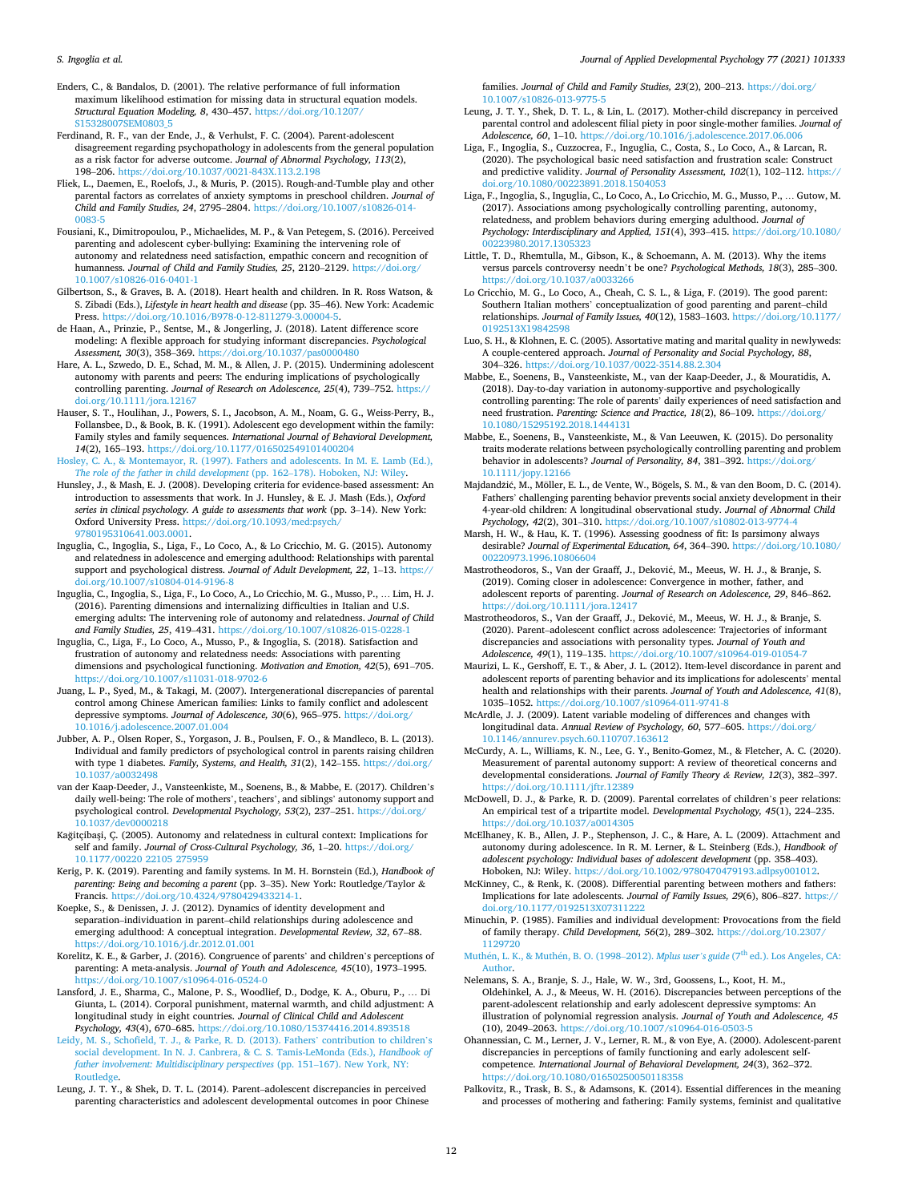Enders, C., & Bandalos, D. (2001). The relative performance of full information maximum likelihood estimation for missing data in structural equation models. *Structural Equation Modeling, 8*, 430–457. https://doi.org/10.1207/S15328007SEM0803_5

Ferdinand, R. F., van der Ende, J., & Verhulst, F. C. (2004). Parent-adolescent disagreement regarding psychopathology in adolescents from the general population as a risk factor for adverse outcome. *Journal of Abnormal Psychology, 113*(2), 198–206. https://doi.org/10.1037/0021-843X.113.2.198

Fliek, L., Daemen, E., Roelofs, J., & Muris, P. (2015). Rough-and-Tumble play and other parental factors as correlates of anxiety symptoms in preschool children. *Journal of Child and Family Studies, 24*, 2795–2804. https://doi.org/10.1007/s10826-014-0083-5

Fousiani, K., Dimitropoulou, P., Michaelides, M. P., & Van Petegem, S. (2016). Perceived parenting and adolescent cyber-bullying: Examining the intervening role of autonomy and relatedness need satisfaction, empathic concern and recognition of humanness. *Journal of Child and Family Studies, 25*, 2120–2129. https://doi.org/10.1007/s10826-016-0401-1

Gilbertson, S., & Graves, B. A. (2018). Heart health and children. In R. Ross Watson, & S. Zibadi (Eds.), *Lifestyle in heart health and disease* (pp. 35–46). New York: Academic Press. https://doi.org/10.1016/B978-0-12-811279-3.00004-5.

de Haan, A., Prinzie, P., Sentse, M., & Jongerling, J. (2018). Latent difference score modeling: A flexible approach for studying informant discrepancies. *Psychological Assessment, 30*(3), 358–369. https://doi.org/10.1037/pas0000480

Hare, A. L., Szwedo, D. E., Schad, M. M., & Allen, J. P. (2015). Undermining adolescent autonomy with parents and peers: The enduring implications of psychologically controlling parenting. *Journal of Research on Adolescence, 25*(4), 739–752. https://doi.org/10.1111/jora.12167

Hauser, S. T., Houlihan, J., Powers, S. I., Jacobson, A. M., Noam, G. G., Weiss-Perry, B., Follansbee, D., & Book, B. K. (1991). Adolescent ego development within the family: Family styles and family sequences. *International Journal of Behavioral Development, 14*(2), 165–193. https://doi.org/10.1177/016502549101400204

Hosley, C. A., & Montemayor, R. (1997). Fathers and adolescents. In M. E. Lamb (Ed.), *The role of the father in child development* (pp. 162–178). Hoboken, NJ: Wiley.

Hunsley, J., & Mash, E. J. (2008). Developing criteria for evidence-based assessment: An introduction to assessments that work. In J. Hunsley, & E. J. Mash (Eds.), *Oxford series in clinical psychology. A guide to assessments that work* (pp. 3–14). New York: Oxford University Press. https://doi.org/10.1093/med:psych/9780195310641.003.0001.

Inguglia, C., Ingoglia, S., Liga, F., Lo Coco, A., & Lo Cricchio, M. G. (2015). Autonomy and relatedness in adolescence and emerging adulthood: Relationships with parental support and psychological distress. *Journal of Adult Development, 22*, 1–13. https://doi.org/10.1007/s10804-014-9196-8

Inguglia, C., Ingoglia, S., Liga, F., Lo Coco, A., Lo Cricchio, M. G., Musso, P., … Lim, H. J. (2016). Parenting dimensions and internalizing difficulties in Italian and U.S. emerging adults: The intervening role of autonomy and relatedness. *Journal of Child and Family Studies, 25*, 419–431. https://doi.org/10.1007/s10826-015-0228-1

Inguglia, C., Liga, F., Lo Coco, A., Musso, P., & Ingoglia, S. (2018). Satisfaction and frustration of autonomy and relatedness needs: Associations with parenting dimensions and psychological functioning. *Motivation and Emotion, 42*(5), 691–705. https://doi.org/10.1007/s11031-018-9702-6

Juang, L. P., Syed, M., & Takagi, M. (2007). Intergenerational discrepancies of parental control among Chinese American families: Links to family conflict and adolescent depressive symptoms. *Journal of Adolescence, 30*(6), 965–975. https://doi.org/10.1016/j.adolescence.2007.01.004

Jubber, A. P., Olsen Roper, S., Yorgason, J. B., Poulsen, F. O., & Mandleco, B. L. (2013). Individual and family predictors of psychological control in parents raising children with type 1 diabetes. *Family, Systems, and Health, 31*(2), 142–155. https://doi.org/10.1037/a0032498

van der Kaap-Deeder, J., Vansteenkiste, M., Soenens, B., & Mabbe, E. (2017). Children's daily well-being: The role of mothers', teachers', and siblings' autonomy support and psychological control. *Developmental Psychology, 53*(2), 237–251. https://doi.org/10.1037/dev0000218

Kağitçibaşi, Ç. (2005). Autonomy and relatedness in cultural context: Implications for self and family. *Journal of Cross-Cultural Psychology, 36*, 1–20. https://doi.org/10.1177/00220 22105 275959

Kerig, P. K. (2019). Parenting and family systems. In M. H. Bornstein (Ed.), *Handbook of parenting: Being and becoming a parent* (pp. 3–35). New York: Routledge/Taylor & Francis. https://doi.org/10.4324/9780429433214-1.

Koepke, S., & Denissen, J. J. (2012). Dynamics of identity development and separation–individuation in parent–child relationships during adolescence and emerging adulthood: A conceptual integration. *Developmental Review, 32*, 67–88. https://doi.org/10.1016/j.dr.2012.01.001

Korelitz, K. E., & Garber, J. (2016). Congruence of parents' and children's perceptions of parenting: A meta-analysis. *Journal of Youth and Adolescence, 45*(10), 1973–1995. https://doi.org/10.1007/s10964-016-0524-0

Lansford, J. E., Sharma, C., Malone, P. S., Woodlief, D., Dodge, K. A., Oburu, P., … Di Giunta, L. (2014). Corporal punishment, maternal warmth, and child adjustment: A longitudinal study in eight countries. *Journal of Clinical Child and Adolescent Psychology, 43*(4), 670–685. https://doi.org/10.1080/15374416.2014.893518

Leidy, M. S., Schofield, T. J., & Parke, R. D. (2013). Fathers' contribution to children's social development. In N. J. Cabrera, & C. S. Tamis-LeMonda (Eds.), *Handbook of father involvement: Multidisciplinary perspectives* (pp. 151–167). New York, NY: Routledge.

Leung, J. T. Y., & Shek, D. T. L. (2014). Parent–adolescent discrepancies in perceived parenting characteristics and adolescent developmental outcomes in poor Chinese families. *Journal of Child and Family Studies, 23*(2), 200–213. https://doi.org/10.1007/s10826-013-9775-5

Leung, J. T. Y., Shek, D. T. L., & Lin, L. (2017). Mother-child discrepancy in perceived parental control and adolescent filial piety in poor single-mother families. *Journal of Adolescence, 60*, 1–10. https://doi.org/10.1016/j.adolescence.2017.06.006

Liga, F., Ingoglia, S., Cuzzocrea, F., Inguglia, C., Costa, S., Lo Coco, A., & Larcan, R. (2020). The psychological basic need satisfaction and frustration scale: Construct and predictive validity. *Journal of Personality Assessment, 102*(1), 102–112. https://doi.org/10.1080/00223891.2018.1504053

Liga, F., Ingoglia, S., Inguglia, C., Lo Coco, A., Lo Cricchio, M. G., Musso, P., … Gutow, M. (2017). Associations among psychologically controlling parenting, autonomy, relatedness, and problem behaviors during emerging adulthood. *Journal of Psychology: Interdisciplinary and Applied, 151*(4), 393–415. https://doi.org/10.1080/00223980.2017.1305323

Little, T. D., Rhemtulla, M., Gibson, K., & Schoemann, A. M. (2013). Why the items versus parcels controversy needn't be one? *Psychological Methods, 18*(3), 285–300. https://doi.org/10.1037/a0033266

Lo Cricchio, M. G., Lo Coco, A., Cheah, C. S. L., & Liga, F. (2019). The good parent: Southern Italian mothers' conceptualization of good parenting and parent–child relationships. *Journal of Family Issues, 40*(12), 1583–1603. https://doi.org/10.1177/0192513X19842598

Luo, S. H., & Klohnen, E. C. (2005). Assortative mating and marital quality in newlyweds: A couple-centered approach. *Journal of Personality and Social Psychology, 88*, 304–326. https://doi.org/10.1037/0022-3514.88.2.304

Mabbe, E., Soenens, B., Vansteenkiste, M., van der Kaap-Deeder, J., & Mouratidis, A. (2018). Day-to-day variation in autonomy-supportive and psychologically controlling parenting: The role of parents' daily experiences of need satisfaction and need frustration. *Parenting: Science and Practice, 18*(2), 86–109. https://doi.org/10.1080/15295192.2018.1444131

Mabbe, E., Soenens, B., Vansteenkiste, M., & Van Leeuwen, K. (2015). Do personality traits moderate relations between psychologically controlling parenting and problem behavior in adolescents? *Journal of Personality, 84*, 381–392. https://doi.org/10.1111/jopy.12166

Majdandžić, M., Möller, E. L., de Vente, W., Bögels, S. M., & van den Boom, D. C. (2014). Fathers' challenging parenting behavior prevents social anxiety development in their 4-year-old children: A longitudinal observational study. *Journal of Abnormal Child Psychology, 42*(2), 301–310. https://doi.org/10.1007/s10802-013-9774-4

Marsh, H. W., & Hau, K. T. (1996). Assessing goodness of fit: Is parsimony always desirable? *Journal of Experimental Education, 64*, 364–390. https://doi.org/10.1080/00220973.1996.10806604

Mastrotheodoros, S., Van der Graaff, J., Deković, M., Meeus, W. H. J., & Branje, S. (2019). Coming closer in adolescence: Convergence in mother, father, and adolescent reports of parenting. *Journal of Research on Adolescence, 29*, 846–862. https://doi.org/10.1111/jora.12417

Mastrotheodoros, S., Van der Graaff, J., Deković, M., Meeus, W. H. J., & Branje, S. (2020). Parent–adolescent conflict across adolescence: Trajectories of informant discrepancies and associations with personality types. *Journal of Youth and Adolescence, 49*(1), 119–135. https://doi.org/10.1007/s10964-019-01054-7

Maurizi, L. K., Gershoff, E. T., & Aber, J. L. (2012). Item-level discordance in parent and adolescent reports of parenting behavior and its implications for adolescents' mental health and relationships with their parents. *Journal of Youth and Adolescence, 41*(8), 1035–1052. https://doi.org/10.1007/s10964-011-9741-8

McArdle, J. J. (2009). Latent variable modeling of differences and changes with longitudinal data. *Annual Review of Psychology, 60*, 577–605. https://doi.org/10.1146/annurev.psych.60.110707.163612

McCurdy, A. L., Williams, K. N., Lee, G. Y., Benito-Gomez, M., & Fletcher, A. C. (2020). Measurement of parental autonomy support: A review of theoretical concerns and developmental considerations. *Journal of Family Theory & Review, 12*(3), 382–397. https://doi.org/10.1111/jftr.12389

McDowell, D. J., & Parke, R. D. (2009). Parental correlates of children's peer relations: An empirical test of a tripartite model. *Developmental Psychology, 45*(1), 224–235. https://doi.org/10.1037/a0014305

McElhaney, K. B., Allen, J. P., Stephenson, J. C., & Hare, A. L. (2009). Attachment and autonomy during adolescence. In R. M. Lerner, & L. Steinberg (Eds.), *Handbook of adolescent psychology: Individual bases of adolescent development* (pp. 358–403). Hoboken, NJ: Wiley. https://doi.org/10.1002/9780470479193.adlpsy001012.

McKinney, C., & Renk, K. (2008). Differential parenting between mothers and fathers: Implications for late adolescents. *Journal of Family Issues, 29*(6), 806–827. https://doi.org/10.1177/0192513X07311222

Minuchin, P. (1985). Families and individual development: Provocations from the field of family therapy. *Child Development, 56*(2), 289–302. https://doi.org/10.2307/1129720

Muthén, L. K., & Muthén, B. O. (1998–2012). *Mplus user's guide* (7th ed.). Los Angeles, CA: Author.

Nelemans, S. A., Branje, S. J., Hale, W. W., 3rd, Goossens, L., Koot, H. M., Oldehinkel, A. J., & Meeus, W. H. (2016). Discrepancies between perceptions of the parent-adolescent relationship and early adolescent depressive symptoms: An illustration of polynomial regression analysis. *Journal of Youth and Adolescence, 45*(10), 2049–2063. https://doi.org/10.1007/s10964-016-0503-5

Ohannessian, C. M., Lerner, J. V., Lerner, R. M., & von Eye, A. (2000). Adolescent-parent discrepancies in perceptions of family functioning and early adolescent self-competence. *International Journal of Behavioral Development, 24*(3), 362–372. https://doi.org/10.1080/01650250050118358

Palkovitz, R., Trask, B. S., & Adamsons, K. (2014). Essential differences in the meaning and processes of mothering and fathering: Family systems, feminist and qualitative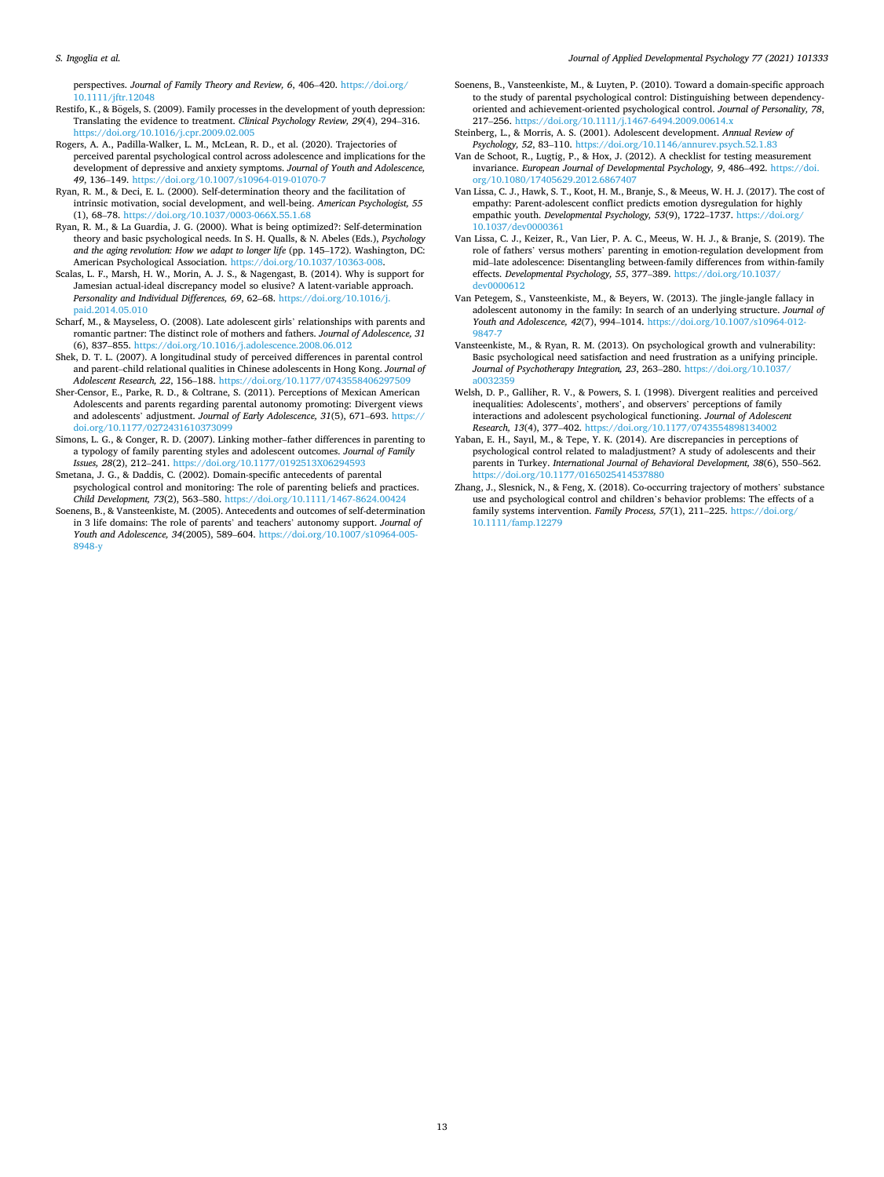perspectives. *Journal of Family Theory and Review, 6*, 406–420. https://doi.org/10.1111/jftr.12048

Restifo, K., & Bögels, S. (2009). Family processes in the development of youth depression: Translating the evidence to treatment. *Clinical Psychology Review, 29*(4), 294–316. https://doi.org/10.1016/j.cpr.2009.02.005

Rogers, A. A., Padilla-Walker, L. M., McLean, R. D., et al. (2020). Trajectories of perceived parental psychological control across adolescence and implications for the development of depressive and anxiety symptoms. *Journal of Youth and Adolescence, 49*, 136–149. https://doi.org/10.1007/s10964-019-01070-7

Ryan, R. M., & Deci, E. L. (2000). Self-determination theory and the facilitation of intrinsic motivation, social development, and well-being. *American Psychologist, 55* (1), 68–78. https://doi.org/10.1037/0003-066X.55.1.68

Ryan, R. M., & La Guardia, J. G. (2000). What is being optimized?: Self-determination theory and basic psychological needs. In S. H. Qualls, & N. Abeles (Eds.), *Psychology and the aging revolution: How we adapt to longer life* (pp. 145–172). Washington, DC: American Psychological Association. https://doi.org/10.1037/10363-008.

Scalas, L. F., Marsh, H. W., Morin, A. J. S., & Nagengast, B. (2014). Why is support for Jamesian actual-ideal discrepancy model so elusive? A latent-variable approach. *Personality and Individual Differences, 69*, 62–68. https://doi.org/10.1016/j.paid.2014.05.010

Scharf, M., & Mayseless, O. (2008). Late adolescent girls' relationships with parents and romantic partner: The distinct role of mothers and fathers. *Journal of Adolescence, 31* (6), 837–855. https://doi.org/10.1016/j.adolescence.2008.06.012

Shek, D. T. L. (2007). A longitudinal study of perceived differences in parental control and parent–child relational qualities in Chinese adolescents in Hong Kong. *Journal of Adolescent Research, 22*, 156–188. https://doi.org/10.1177/0743558406297509

Sher-Censor, E., Parke, R. D., & Coltrane, S. (2011). Perceptions of Mexican American Adolescents and parents regarding parental autonomy promoting: Divergent views and adolescents' adjustment. *Journal of Early Adolescence, 31*(5), 671–693. https://doi.org/10.1177/0272431610373099

Simons, L. G., & Conger, R. D. (2007). Linking mother–father differences in parenting to a typology of family parenting styles and adolescent outcomes. *Journal of Family Issues, 28*(2), 212–241. https://doi.org/10.1177/0192513X06294593

Smetana, J. G., & Daddis, C. (2002). Domain-specific antecedents of parental psychological control and monitoring: The role of parenting beliefs and practices. *Child Development, 73*(2), 563–580. https://doi.org/10.1111/1467-8624.00424

Soenens, B., & Vansteenkiste, M. (2005). Antecedents and outcomes of self-determination in 3 life domains: The role of parents' and teachers' autonomy support. *Journal of Youth and Adolescence, 34*(2005), 589–604. https://doi.org/10.1007/s10964-005-8948-y

Soenens, B., Vansteenkiste, M., & Luyten, P. (2010). Toward a domain-specific approach to the study of parental psychological control: Distinguishing between dependency-oriented and achievement-oriented psychological control. *Journal of Personality, 78*, 217–256. https://doi.org/10.1111/j.1467-6494.2009.00614.x

Steinberg, L., & Morris, A. S. (2001). Adolescent development. *Annual Review of Psychology, 52*, 83–110. https://doi.org/10.1146/annurev.psych.52.1.83

Van de Schoot, R., Lugtig, P., & Hox, J. (2012). A checklist for testing measurement invariance. *European Journal of Developmental Psychology, 9*, 486–492. https://doi.org/10.1080/17405629.2012.6867407

Van Lissa, C. J., Hawk, S. T., Koot, H. M., Branje, S., & Meeus, W. H. J. (2017). The cost of empathy: Parent-adolescent conflict predicts emotion dysregulation for highly empathic youth. *Developmental Psychology, 53*(9), 1722–1737. https://doi.org/10.1037/dev0000361

Van Lissa, C. J., Keizer, R., Van Lier, P. A. C., Meeus, W. H. J., & Branje, S. (2019). The role of fathers' versus mothers' parenting in emotion-regulation development from mid–late adolescence: Disentangling between-family differences from within-family effects. *Developmental Psychology, 55*, 377–389. https://doi.org/10.1037/dev0000612

Van Petegem, S., Vansteenkiste, M., & Beyers, W. (2013). The jingle-jangle fallacy in adolescent autonomy in the family: In search of an underlying structure. *Journal of Youth and Adolescence, 42*(7), 994–1014. https://doi.org/10.1007/s10964-012-9847-7

Vansteenkiste, M., & Ryan, R. M. (2013). On psychological growth and vulnerability: Basic psychological need satisfaction and need frustration as a unifying principle. *Journal of Psychotherapy Integration, 23*, 263–280. https://doi.org/10.1037/a0032359

Welsh, D. P., Galliher, R. V., & Powers, S. I. (1998). Divergent realities and perceived inequalities: Adolescents', mothers', and observers' perceptions of family interactions and adolescent psychological functioning. *Journal of Adolescent Research, 13*(4), 377–402. https://doi.org/10.1177/0743554898134002

Yaban, E. H., Sayıl, M., & Tepe, Y. K. (2014). Are discrepancies in perceptions of psychological control related to maladjustment? A study of adolescents and their parents in Turkey. *International Journal of Behavioral Development, 38*(6), 550–562. https://doi.org/10.1177/0165025414537880

Zhang, J., Slesnick, N., & Feng, X. (2018). Co-occurring trajectory of mothers' substance use and psychological control and children's behavior problems: The effects of a family systems intervention. *Family Process, 57*(1), 211–225. https://doi.org/10.1111/famp.12279